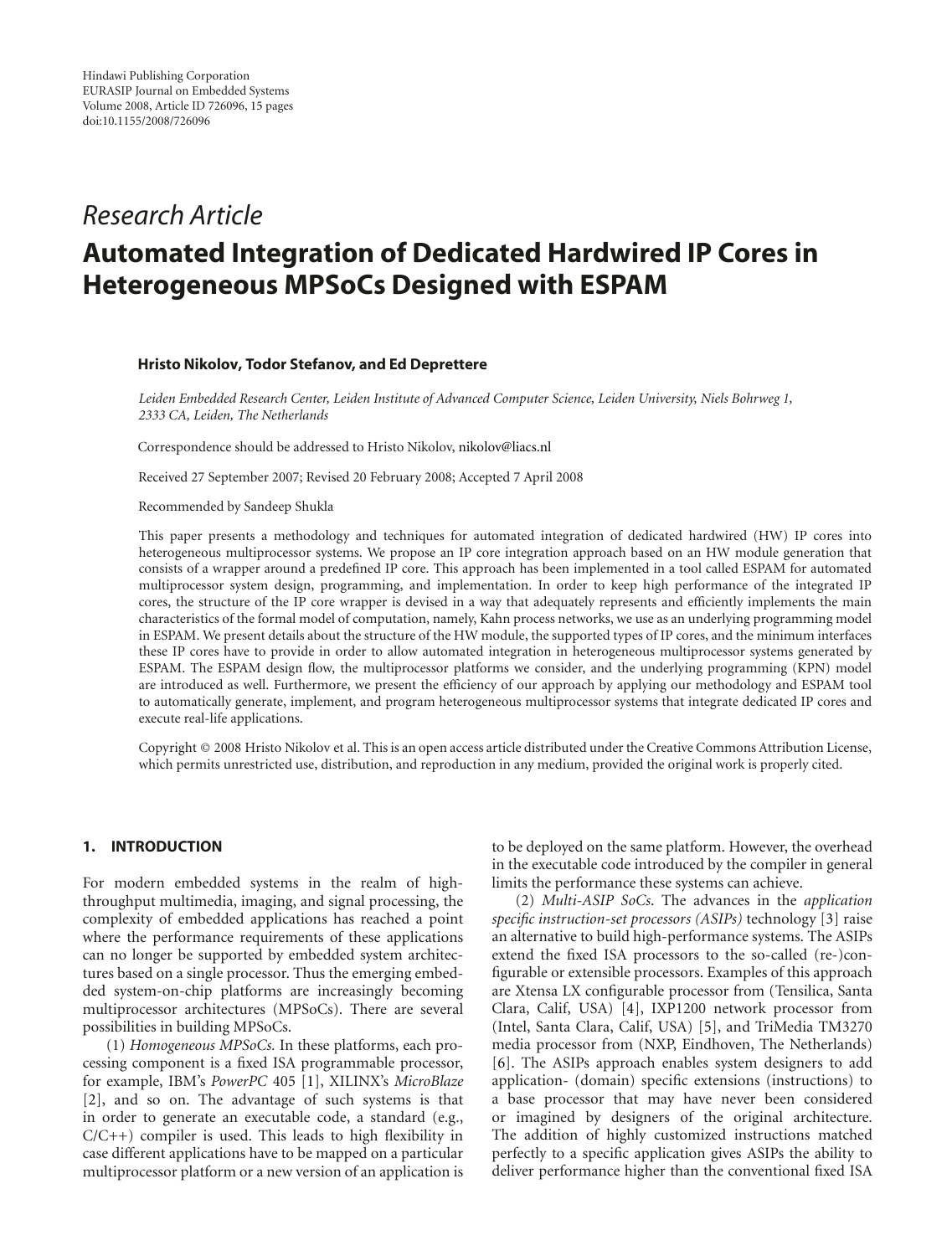Hindawi Publishing Corporation
EURASIP Journal on Embedded Systems
Volume 2008, Article ID 726096, 15 pages
doi:10.1155/2008/726096

*Research Article*

# Automated Integration of Dedicated Hardwired IP Cores in Heterogeneous MPSoCs Designed with ESPAM

**Hristo Nikolov, Todor Stefanov, and Ed Deprettere**

*Leiden Embedded Research Center, Leiden Institute of Advanced Computer Science, Leiden University, Niels Bohrweg 1, 2333 CA, Leiden, The Netherlands*

Correspondence should be addressed to Hristo Nikolov, nikolov@liacs.nl

Received 27 September 2007; Revised 20 February 2008; Accepted 7 April 2008

Recommended by Sandeep Shukla

This paper presents a methodology and techniques for automated integration of dedicated hardwired (HW) IP cores into heterogeneous multiprocessor systems. We propose an IP core integration approach based on an HW module generation that consists of a wrapper around a predefined IP core. This approach has been implemented in a tool called ESPAM for automated multiprocessor system design, programming, and implementation. In order to keep high performance of the integrated IP cores, the structure of the IP core wrapper is devised in a way that adequately represents and efficiently implements the main characteristics of the formal model of computation, namely, Kahn process networks, we use as an underlying programming model in ESPAM. We present details about the structure of the HW module, the supported types of IP cores, and the minimum interfaces these IP cores have to provide in order to allow automated integration in heterogeneous multiprocessor systems generated by ESPAM. The ESPAM design flow, the multiprocessor platforms we consider, and the underlying programming (KPN) model are introduced as well. Furthermore, we present the efficiency of our approach by applying our methodology and ESPAM tool to automatically generate, implement, and program heterogeneous multiprocessor systems that integrate dedicated IP cores and execute real-life applications.

Copyright © 2008 Hristo Nikolov et al. This is an open access article distributed under the Creative Commons Attribution License, which permits unrestricted use, distribution, and reproduction in any medium, provided the original work is properly cited.

## 1. INTRODUCTION

For modern embedded systems in the realm of high-throughput multimedia, imaging, and signal processing, the complexity of embedded applications has reached a point where the performance requirements of these applications can no longer be supported by embedded system architectures based on a single processor. Thus the emerging embedded system-on-chip platforms are increasingly becoming multiprocessor architectures (MPSoCs). There are several possibilities in building MPSoCs.

(1) *Homogeneous MPSoCs.* In these platforms, each processing component is a fixed ISA programmable processor, for example, IBM's *PowerPC* 405 [1], XILINX's *MicroBlaze* [2], and so on. The advantage of such systems is that in order to generate an executable code, a standard (e.g., C/C++) compiler is used. This leads to high flexibility in case different applications have to be mapped on a particular multiprocessor platform or a new version of an application is to be deployed on the same platform. However, the overhead in the executable code introduced by the compiler in general limits the performance these systems can achieve.

(2) *Multi-ASIP SoCs.* The advances in the *application specific instruction-set processors (ASIPs)* technology [3] raise an alternative to build high-performance systems. The ASIPs extend the fixed ISA processors to the so-called (re-)configurable or extensible processors. Examples of this approach are Xtensa LX configurable processor from (Tensilica, Santa Clara, Calif, USA) [4], IXP1200 network processor from (Intel, Santa Clara, Calif, USA) [5], and TriMedia TM3270 media processor from (NXP, Eindhoven, The Netherlands) [6]. The ASIPs approach enables system designers to add application- (domain) specific extensions (instructions) to a base processor that may have never been considered or imagined by designers of the original architecture. The addition of highly customized instructions matched perfectly to a specific application gives ASIPs the ability to deliver performance higher than the conventional fixed ISA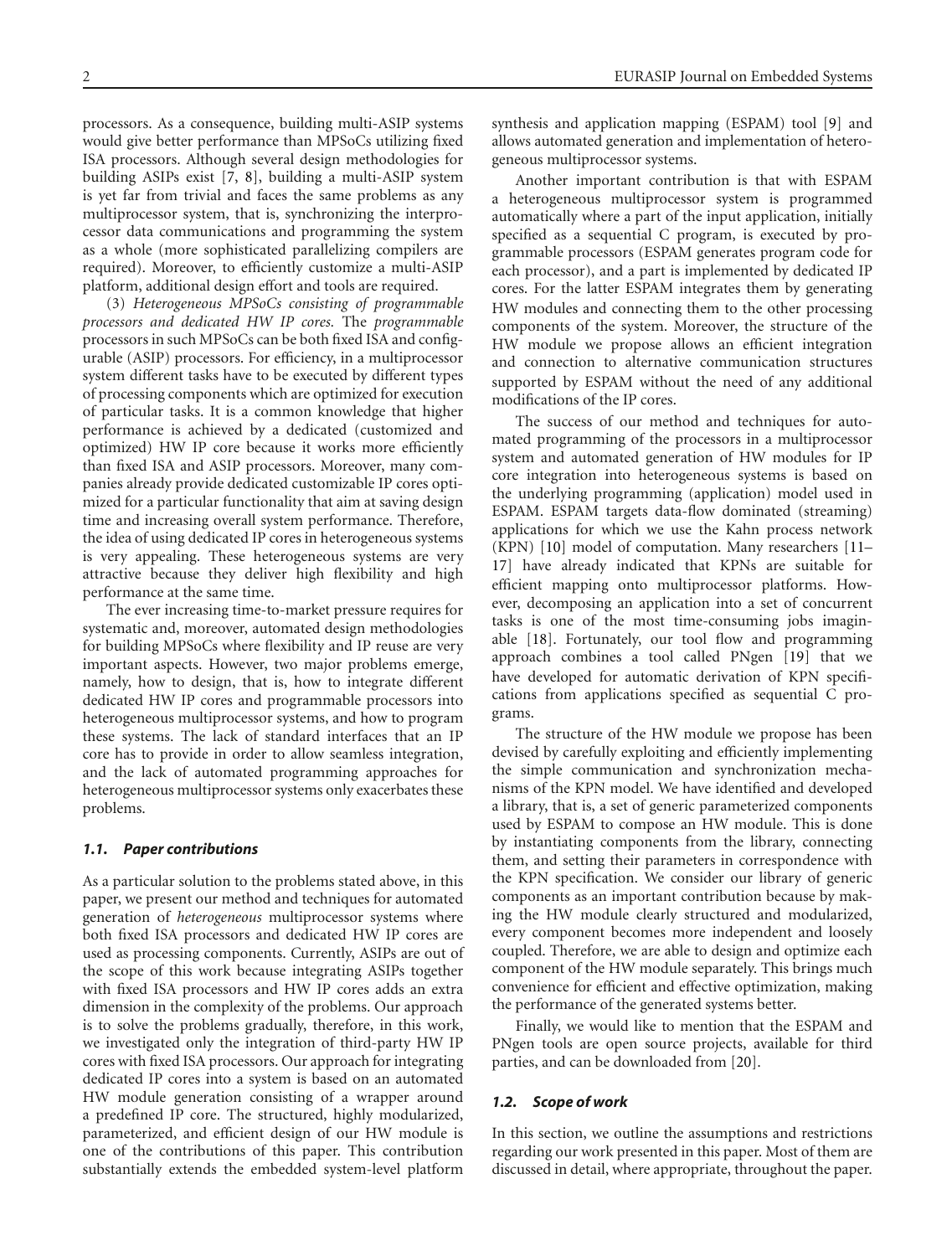processors. As a consequence, building multi-ASIP systems would give better performance than MPSoCs utilizing fixed ISA processors. Although several design methodologies for building ASIPs exist [7, 8], building a multi-ASIP system is yet far from trivial and faces the same problems as any multiprocessor system, that is, synchronizing the interprocessor data communications and programming the system as a whole (more sophisticated parallelizing compilers are required). Moreover, to efficiently customize a multi-ASIP platform, additional design effort and tools are required.

(3) *Heterogeneous MPSoCs consisting of programmable processors and dedicated HW IP cores.* The *programmable* processors in such MPSoCs can be both fixed ISA and configurable (ASIP) processors. For efficiency, in a multiprocessor system different tasks have to be executed by different types of processing components which are optimized for execution of particular tasks. It is a common knowledge that higher performance is achieved by a dedicated (customized and optimized) HW IP core because it works more efficiently than fixed ISA and ASIP processors. Moreover, many companies already provide dedicated customizable IP cores optimized for a particular functionality that aim at saving design time and increasing overall system performance. Therefore, the idea of using dedicated IP cores in heterogeneous systems is very appealing. These heterogeneous systems are very attractive because they deliver high flexibility and high performance at the same time.

The ever increasing time-to-market pressure requires for systematic and, moreover, automated design methodologies for building MPSoCs where flexibility and IP reuse are very important aspects. However, two major problems emerge, namely, how to design, that is, how to integrate different dedicated HW IP cores and programmable processors into heterogeneous multiprocessor systems, and how to program these systems. The lack of standard interfaces that an IP core has to provide in order to allow seamless integration, and the lack of automated programming approaches for heterogeneous multiprocessor systems only exacerbates these problems.

### 1.1. Paper contributions

As a particular solution to the problems stated above, in this paper, we present our method and techniques for automated generation of *heterogeneous* multiprocessor systems where both fixed ISA processors and dedicated HW IP cores are used as processing components. Currently, ASIPs are out of the scope of this work because integrating ASIPs together with fixed ISA processors and HW IP cores adds an extra dimension in the complexity of the problems. Our approach is to solve the problems gradually, therefore, in this work, we investigated only the integration of third-party HW IP cores with fixed ISA processors. Our approach for integrating dedicated IP cores into a system is based on an automated HW module generation consisting of a wrapper around a predefined IP core. The structured, highly modularized, parameterized, and efficient design of our HW module is one of the contributions of this paper. This contribution substantially extends the embedded system-level platform synthesis and application mapping (ESPAM) tool [9] and allows automated generation and implementation of heterogeneous multiprocessor systems.

Another important contribution is that with ESPAM a heterogeneous multiprocessor system is programmed automatically where a part of the input application, initially specified as a sequential C program, is executed by programmable processors (ESPAM generates program code for each processor), and a part is implemented by dedicated IP cores. For the latter ESPAM integrates them by generating HW modules and connecting them to the other processing components of the system. Moreover, the structure of the HW module we propose allows an efficient integration and connection to alternative communication structures supported by ESPAM without the need of any additional modifications of the IP cores.

The success of our method and techniques for automated programming of the processors in a multiprocessor system and automated generation of HW modules for IP core integration into heterogeneous systems is based on the underlying programming (application) model used in ESPAM. ESPAM targets data-flow dominated (streaming) applications for which we use the Kahn process network (KPN) [10] model of computation. Many researchers [11–17] have already indicated that KPNs are suitable for efficient mapping onto multiprocessor platforms. However, decomposing an application into a set of concurrent tasks is one of the most time-consuming jobs imaginable [18]. Fortunately, our tool flow and programming approach combines a tool called PNgen [19] that we have developed for automatic derivation of KPN specifications from applications specified as sequential C programs.

The structure of the HW module we propose has been devised by carefully exploiting and efficiently implementing the simple communication and synchronization mechanisms of the KPN model. We have identified and developed a library, that is, a set of generic parameterized components used by ESPAM to compose an HW module. This is done by instantiating components from the library, connecting them, and setting their parameters in correspondence with the KPN specification. We consider our library of generic components as an important contribution because by making the HW module clearly structured and modularized, every component becomes more independent and loosely coupled. Therefore, we are able to design and optimize each component of the HW module separately. This brings much convenience for efficient and effective optimization, making the performance of the generated systems better.

Finally, we would like to mention that the ESPAM and PNgen tools are open source projects, available for third parties, and can be downloaded from [20].

### 1.2. Scope of work

In this section, we outline the assumptions and restrictions regarding our work presented in this paper. Most of them are discussed in detail, where appropriate, throughout the paper.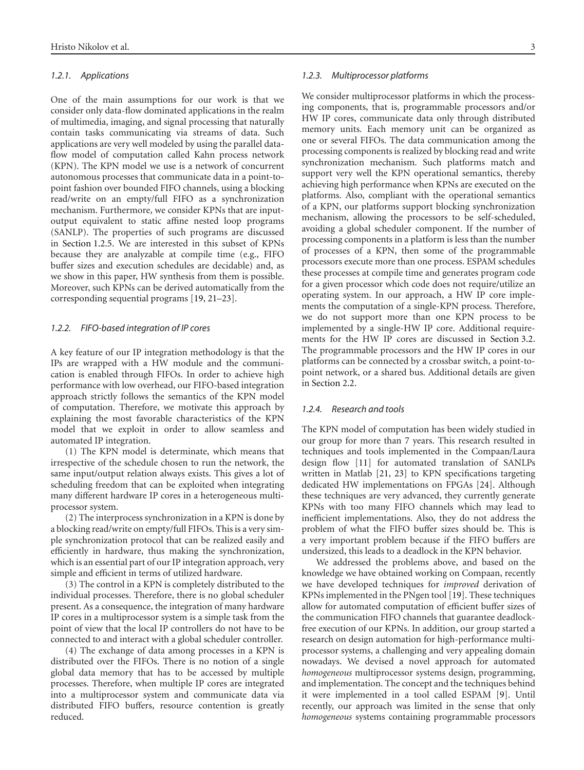#### 1.2.1. Applications

One of the main assumptions for our work is that we consider only data-flow dominated applications in the realm of multimedia, imaging, and signal processing that naturally contain tasks communicating via streams of data. Such applications are very well modeled by using the parallel data-flow model of computation called Kahn process network (KPN). The KPN model we use is a network of concurrent autonomous processes that communicate data in a point-to-point fashion over bounded FIFO channels, using a blocking read/write on an empty/full FIFO as a synchronization mechanism. Furthermore, we consider KPNs that are input-output equivalent to static affine nested loop programs (SANLP). The properties of such programs are discussed in Section 1.2.5. We are interested in this subset of KPNs because they are analyzable at compile time (e.g., FIFO buffer sizes and execution schedules are decidable) and, as we show in this paper, HW synthesis from them is possible. Moreover, such KPNs can be derived automatically from the corresponding sequential programs [19, 21–23].

#### 1.2.2. FIFO-based integration of IP cores

A key feature of our IP integration methodology is that the IPs are wrapped with a HW module and the communication is enabled through FIFOs. In order to achieve high performance with low overhead, our FIFO-based integration approach strictly follows the semantics of the KPN model of computation. Therefore, we motivate this approach by explaining the most favorable characteristics of the KPN model that we exploit in order to allow seamless and automated IP integration.

(1) The KPN model is determinate, which means that irrespective of the schedule chosen to run the network, the same input/output relation always exists. This gives a lot of scheduling freedom that can be exploited when integrating many different hardware IP cores in a heterogeneous multiprocessor system.

(2) The interprocess synchronization in a KPN is done by a blocking read/write on empty/full FIFOs. This is a very simple synchronization protocol that can be realized easily and efficiently in hardware, thus making the synchronization, which is an essential part of our IP integration approach, very simple and efficient in terms of utilized hardware.

(3) The control in a KPN is completely distributed to the individual processes. Therefore, there is no global scheduler present. As a consequence, the integration of many hardware IP cores in a multiprocessor system is a simple task from the point of view that the local IP controllers do not have to be connected to and interact with a global scheduler controller.

(4) The exchange of data among processes in a KPN is distributed over the FIFOs. There is no notion of a single global data memory that has to be accessed by multiple processes. Therefore, when multiple IP cores are integrated into a multiprocessor system and communicate data via distributed FIFO buffers, resource contention is greatly reduced.

#### 1.2.3. Multiprocessor platforms

We consider multiprocessor platforms in which the processing components, that is, programmable processors and/or HW IP cores, communicate data only through distributed memory units. Each memory unit can be organized as one or several FIFOs. The data communication among the processing components is realized by blocking read and write synchronization mechanism. Such platforms match and support very well the KPN operational semantics, thereby achieving high performance when KPNs are executed on the platforms. Also, compliant with the operational semantics of a KPN, our platforms support blocking synchronization mechanism, allowing the processors to be self-scheduled, avoiding a global scheduler component. If the number of processing components in a platform is less than the number of processes of a KPN, then some of the programmable processors execute more than one process. ESPAM schedules these processes at compile time and generates program code for a given processor which code does not require/utilize an operating system. In our approach, a HW IP core implements the computation of a single-KPN process. Therefore, we do not support more than one KPN process to be implemented by a single-HW IP core. Additional requirements for the HW IP cores are discussed in Section 3.2. The programmable processors and the HW IP cores in our platforms can be connected by a crossbar switch, a point-to-point network, or a shared bus. Additional details are given in Section 2.2.

#### 1.2.4. Research and tools

The KPN model of computation has been widely studied in our group for more than 7 years. This research resulted in techniques and tools implemented in the Compaan/Laura design flow [11] for automated translation of SANLPs written in Matlab [21, 23] to KPN specifications targeting dedicated HW implementations on FPGAs [24]. Although these techniques are very advanced, they currently generate KPNs with too many FIFO channels which may lead to inefficient implementations. Also, they do not address the problem of what the FIFO buffer sizes should be. This is a very important problem because if the FIFO buffers are undersized, this leads to a deadlock in the KPN behavior.

We addressed the problems above, and based on the knowledge we have obtained working on Compaan, recently we have developed techniques for *improved* derivation of KPNs implemented in the PNgen tool [19]. These techniques allow for automated computation of efficient buffer sizes of the communication FIFO channels that guarantee deadlock-free execution of our KPNs. In addition, our group started a research on design automation for high-performance multiprocessor systems, a challenging and very appealing domain nowadays. We devised a novel approach for automated *homogeneous* multiprocessor systems design, programming, and implementation. The concept and the techniques behind it were implemented in a tool called ESPAM [9]. Until recently, our approach was limited in the sense that only *homogeneous* systems containing programmable processors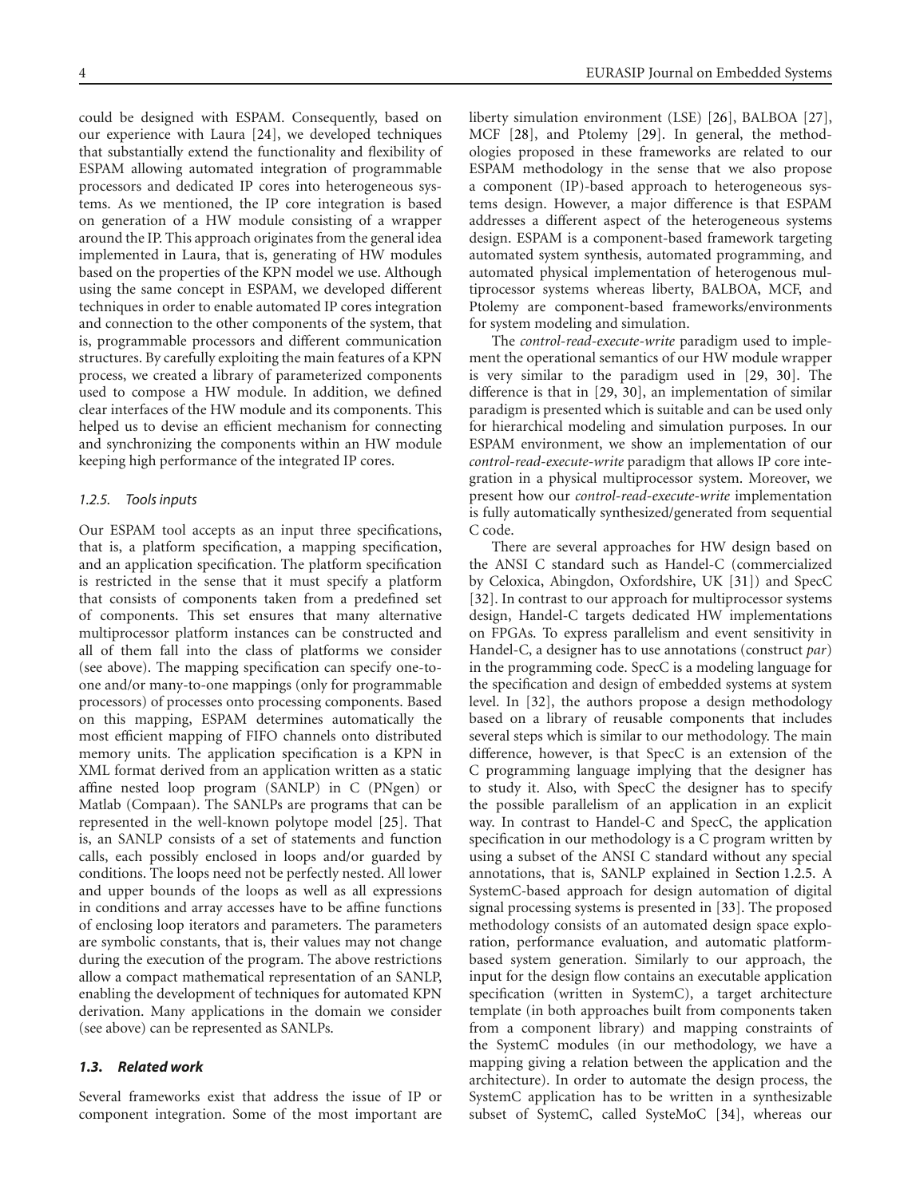could be designed with ESPAM. Consequently, based on our experience with Laura [24], we developed techniques that substantially extend the functionality and flexibility of ESPAM allowing automated integration of programmable processors and dedicated IP cores into heterogeneous systems. As we mentioned, the IP core integration is based on generation of a HW module consisting of a wrapper around the IP. This approach originates from the general idea implemented in Laura, that is, generating of HW modules based on the properties of the KPN model we use. Although using the same concept in ESPAM, we developed different techniques in order to enable automated IP cores integration and connection to the other components of the system, that is, programmable processors and different communication structures. By carefully exploiting the main features of a KPN process, we created a library of parameterized components used to compose a HW module. In addition, we defined clear interfaces of the HW module and its components. This helped us to devise an efficient mechanism for connecting and synchronizing the components within an HW module keeping high performance of the integrated IP cores.

#### *1.2.5. Tools inputs*

Our ESPAM tool accepts as an input three specifications, that is, a platform specification, a mapping specification, and an application specification. The platform specification is restricted in the sense that it must specify a platform that consists of components taken from a predefined set of components. This set ensures that many alternative multiprocessor platform instances can be constructed and all of them fall into the class of platforms we consider (see above). The mapping specification can specify one-to-one and/or many-to-one mappings (only for programmable processors) of processes onto processing components. Based on this mapping, ESPAM determines automatically the most efficient mapping of FIFO channels onto distributed memory units. The application specification is a KPN in XML format derived from an application written as a static affine nested loop program (SANLP) in C (PNgen) or Matlab (Compaan). The SANLPs are programs that can be represented in the well-known polytope model [25]. That is, an SANLP consists of a set of statements and function calls, each possibly enclosed in loops and/or guarded by conditions. The loops need not be perfectly nested. All lower and upper bounds of the loops as well as all expressions in conditions and array accesses have to be affine functions of enclosing loop iterators and parameters. The parameters are symbolic constants, that is, their values may not change during the execution of the program. The above restrictions allow a compact mathematical representation of an SANLP, enabling the development of techniques for automated KPN derivation. Many applications in the domain we consider (see above) can be represented as SANLPs.

### ***1.3. Related work***

Several frameworks exist that address the issue of IP or component integration. Some of the most important are liberty simulation environment (LSE) [26], BALBOA [27], MCF [28], and Ptolemy [29]. In general, the methodologies proposed in these frameworks are related to our ESPAM methodology in the sense that we also propose a component (IP)-based approach to heterogeneous systems design. However, a major difference is that ESPAM addresses a different aspect of the heterogeneous systems design. ESPAM is a component-based framework targeting automated system synthesis, automated programming, and automated physical implementation of heterogenous multiprocessor systems whereas liberty, BALBOA, MCF, and Ptolemy are component-based frameworks/environments for system modeling and simulation.

The *control-read-execute-write* paradigm used to implement the operational semantics of our HW module wrapper is very similar to the paradigm used in [29, 30]. The difference is that in [29, 30], an implementation of similar paradigm is presented which is suitable and can be used only for hierarchical modeling and simulation purposes. In our ESPAM environment, we show an implementation of our *control-read-execute-write* paradigm that allows IP core integration in a physical multiprocessor system. Moreover, we present how our *control-read-execute-write* implementation is fully automatically synthesized/generated from sequential C code.

There are several approaches for HW design based on the ANSI C standard such as Handel-C (commercialized by Celoxica, Abingdon, Oxfordshire, UK [31]) and SpecC [32]. In contrast to our approach for multiprocessor systems design, Handel-C targets dedicated HW implementations on FPGAs. To express parallelism and event sensitivity in Handel-C, a designer has to use annotations (construct *par*) in the programming code. SpecC is a modeling language for the specification and design of embedded systems at system level. In [32], the authors propose a design methodology based on a library of reusable components that includes several steps which is similar to our methodology. The main difference, however, is that SpecC is an extension of the C programming language implying that the designer has to study it. Also, with SpecC the designer has to specify the possible parallelism of an application in an explicit way. In contrast to Handel-C and SpecC, the application specification in our methodology is a C program written by using a subset of the ANSI C standard without any special annotations, that is, SANLP explained in Section 1.2.5. A SystemC-based approach for design automation of digital signal processing systems is presented in [33]. The proposed methodology consists of an automated design space exploration, performance evaluation, and automatic platform-based system generation. Similarly to our approach, the input for the design flow contains an executable application specification (written in SystemC), a target architecture template (in both approaches built from components taken from a component library) and mapping constraints of the SystemC modules (in our methodology, we have a mapping giving a relation between the application and the architecture). In order to automate the design process, the SystemC application has to be written in a synthesizable subset of SystemC, called SysteMoC [34], whereas our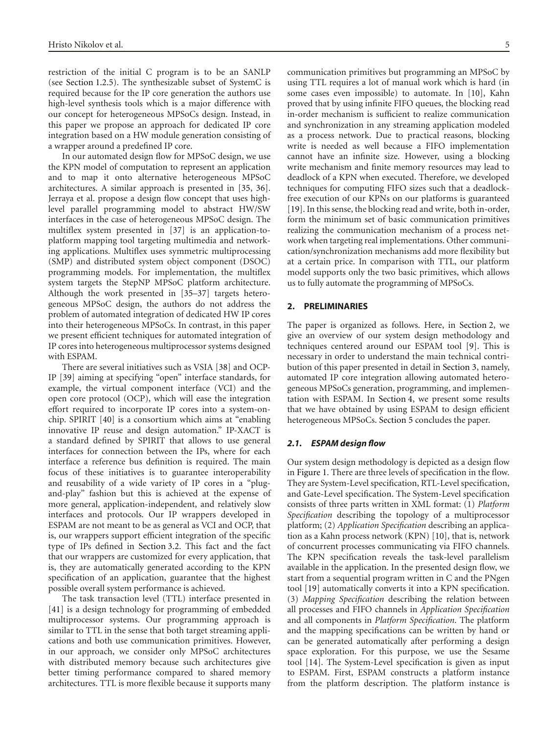restriction of the initial C program is to be an SANLP (see Section 1.2.5). The synthesizable subset of SystemC is required because for the IP core generation the authors use high-level synthesis tools which is a major difference with our concept for heterogeneous MPSoCs design. Instead, in this paper we propose an approach for dedicated IP core integration based on a HW module generation consisting of a wrapper around a predefined IP core.

In our automated design flow for MPSoC design, we use the KPN model of computation to represent an application and to map it onto alternative heterogeneous MPSoC architectures. A similar approach is presented in [35, 36]. Jerraya et al. propose a design flow concept that uses high-level parallel programming model to abstract HW/SW interfaces in the case of heterogeneous MPSoC design. The multiflex system presented in [37] is an application-to-platform mapping tool targeting multimedia and networking applications. Multiflex uses symmetric multiprocessing (SMP) and distributed system object component (DSOC) programming models. For implementation, the multiflex system targets the StepNP MPSoC platform architecture. Although the work presented in [35–37] targets heterogeneous MPSoC design, the authors do not address the problem of automated integration of dedicated HW IP cores into their heterogeneous MPSoCs. In contrast, in this paper we present efficient techniques for automated integration of IP cores into heterogeneous multiprocessor systems designed with ESPAM.

There are several initiatives such as VSIA [38] and OCP-IP [39] aiming at specifying "open" interface standards, for example, the virtual component interface (VCI) and the open core protocol (OCP), which will ease the integration effort required to incorporate IP cores into a system-on-chip. SPIRIT [40] is a consortium which aims at "enabling innovative IP reuse and design automation." IP-XACT is a standard defined by SPIRIT that allows to use general interfaces for connection between the IPs, where for each interface a reference bus definition is required. The main focus of these initiatives is to guarantee interoperability and reusability of a wide variety of IP cores in a "plug-and-play" fashion but this is achieved at the expense of more general, application-independent, and relatively slow interfaces and protocols. Our IP wrappers developed in ESPAM are not meant to be as general as VCI and OCP, that is, our wrappers support efficient integration of the specific type of IPs defined in Section 3.2. This fact and the fact that our wrappers are customized for every application, that is, they are automatically generated according to the KPN specification of an application, guarantee that the highest possible overall system performance is achieved.

The task transaction level (TTL) interface presented in [41] is a design technology for programming of embedded multiprocessor systems. Our programming approach is similar to TTL in the sense that both target streaming applications and both use communication primitives. However, in our approach, we consider only MPSoC architectures with distributed memory because such architectures give better timing performance compared to shared memory architectures. TTL is more flexible because it supports many communication primitives but programming an MPSoC by using TTL requires a lot of manual work which is hard (in some cases even impossible) to automate. In [10], Kahn proved that by using infinite FIFO queues, the blocking read in-order mechanism is sufficient to realize communication and synchronization in any streaming application modeled as a process network. Due to practical reasons, blocking write is needed as well because a FIFO implementation cannot have an infinite size. However, using a blocking write mechanism and finite memory resources may lead to deadlock of a KPN when executed. Therefore, we developed techniques for computing FIFO sizes such that a deadlock-free execution of our KPNs on our platforms is guaranteed [19]. In this sense, the blocking read and write, both in-order, form the minimum set of basic communication primitives realizing the communication mechanism of a process network when targeting real implementations. Other communication/synchronization mechanisms add more flexibility but at a certain price. In comparison with TTL, our platform model supports only the two basic primitives, which allows us to fully automate the programming of MPSoCs.

## 2. PRELIMINARIES

The paper is organized as follows. Here, in Section 2, we give an overview of our system design methodology and techniques centered around our ESPAM tool [9]. This is necessary in order to understand the main technical contribution of this paper presented in detail in Section 3, namely, automated IP core integration allowing automated heterogeneous MPSoCs generation, programming, and implementation with ESPAM. In Section 4, we present some results that we have obtained by using ESPAM to design efficient heterogeneous MPSoCs. Section 5 concludes the paper.

### *2.1. ESPAM design flow*

Our system design methodology is depicted as a design flow in Figure 1. There are three levels of specification in the flow. They are System-Level specification, RTL-Level specification, and Gate-Level specification. The System-Level specification consists of three parts written in XML format: (1) *Platform Specification* describing the topology of a multiprocessor platform; (2) *Application Specification* describing an application as a Kahn process network (KPN) [10], that is, network of concurrent processes communicating via FIFO channels. The KPN specification reveals the task-level parallelism available in the application. In the presented design flow, we start from a sequential program written in C and the PNgen tool [19] automatically converts it into a KPN specification. (3) *Mapping Specification* describing the relation between all processes and FIFO channels in *Application Specification* and all components in *Platform Specification*. The platform and the mapping specifications can be written by hand or can be generated automatically after performing a design space exploration. For this purpose, we use the Sesame tool [14]. The System-Level specification is given as input to ESPAM. First, ESPAM constructs a platform instance from the platform description. The platform instance is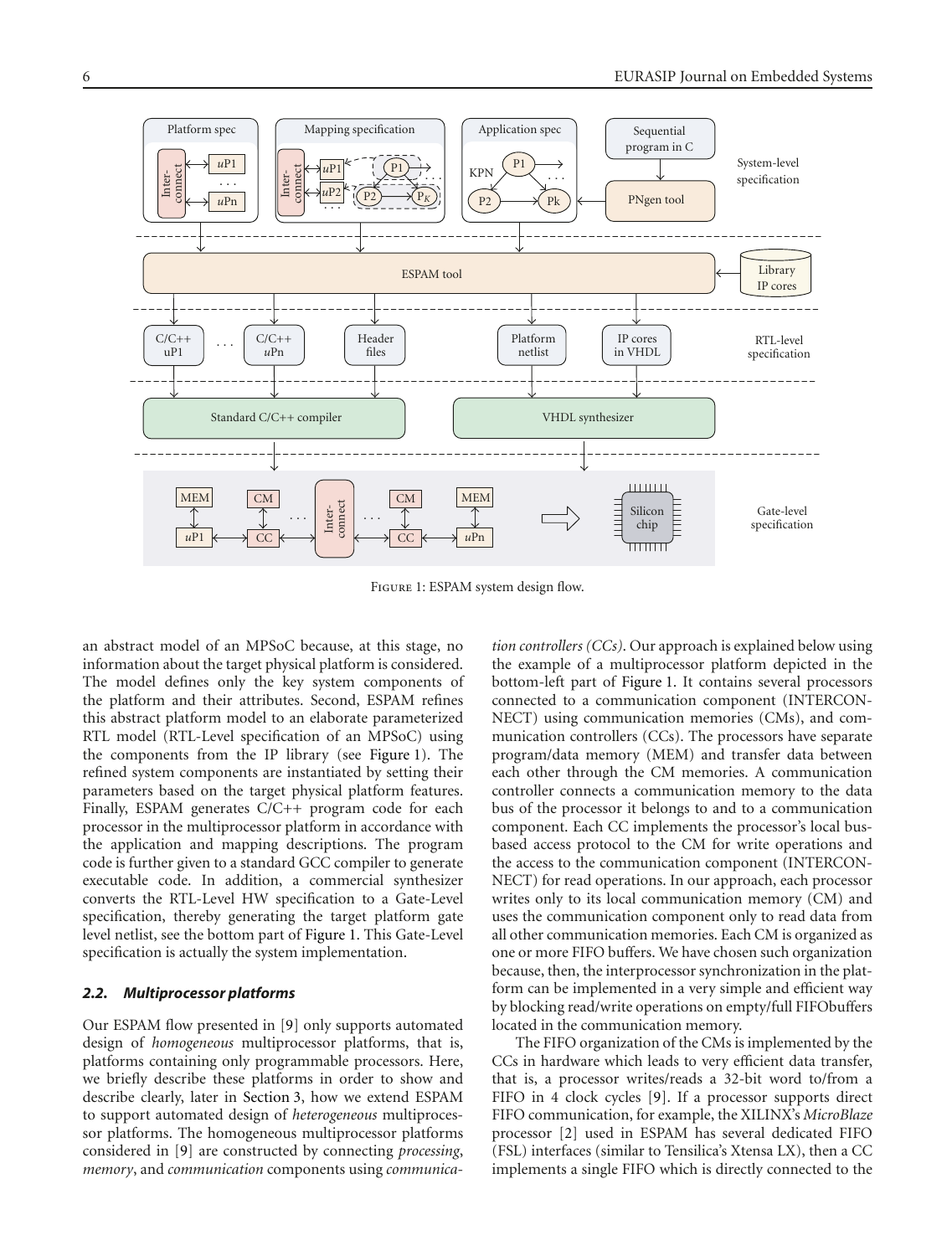Figure 1: ESPAM system design flow.

an abstract model of an MPSoC because, at this stage, no information about the target physical platform is considered. The model defines only the key system components of the platform and their attributes. Second, ESPAM refines this abstract platform model to an elaborate parameterized RTL model (RTL-Level specification of an MPSoC) using the components from the IP library (see Figure 1). The refined system components are instantiated by setting their parameters based on the target physical platform features. Finally, ESPAM generates C/C++ program code for each processor in the multiprocessor platform in accordance with the application and mapping descriptions. The program code is further given to a standard GCC compiler to generate executable code. In addition, a commercial synthesizer converts the RTL-Level HW specification to a Gate-Level specification, thereby generating the target platform gate level netlist, see the bottom part of Figure 1. This Gate-Level specification is actually the system implementation.

### *2.2. Multiprocessor platforms*

Our ESPAM flow presented in [9] only supports automated design of *homogeneous* multiprocessor platforms, that is, platforms containing only programmable processors. Here, we briefly describe these platforms in order to show and describe clearly, later in Section 3, how we extend ESPAM to support automated design of *heterogeneous* multiprocessor platforms. The homogeneous multiprocessor platforms considered in [9] are constructed by connecting *processing*, *memory*, and *communication* components using *communication controllers (CCs)*. Our approach is explained below using the example of a multiprocessor platform depicted in the bottom-left part of Figure 1. It contains several processors connected to a communication component (INTERCONNECT) using communication memories (CMs), and communication controllers (CCs). The processors have separate program/data memory (MEM) and transfer data between each other through the CM memories. A communication controller connects a communication memory to the data bus of the processor it belongs to and to a communication component. Each CC implements the processor's local bus-based access protocol to the CM for write operations and the access to the communication component (INTERCONNECT) for read operations. In our approach, each processor writes only to its local communication memory (CM) and uses the communication component only to read data from all other communication memories. Each CM is organized as one or more FIFO buffers. We have chosen such organization because, then, the interprocessor synchronization in the platform can be implemented in a very simple and efficient way by blocking read/write operations on empty/full FIFObuffers located in the communication memory.

The FIFO organization of the CMs is implemented by the CCs in hardware which leads to very efficient data transfer, that is, a processor writes/reads a 32-bit word to/from a FIFO in 4 clock cycles [9]. If a processor supports direct FIFO communication, for example, the XILINX's *MicroBlaze* processor [2] used in ESPAM has several dedicated FIFO (FSL) interfaces (similar to Tensilica's Xtensa LX), then a CC implements a single FIFO which is directly connected to the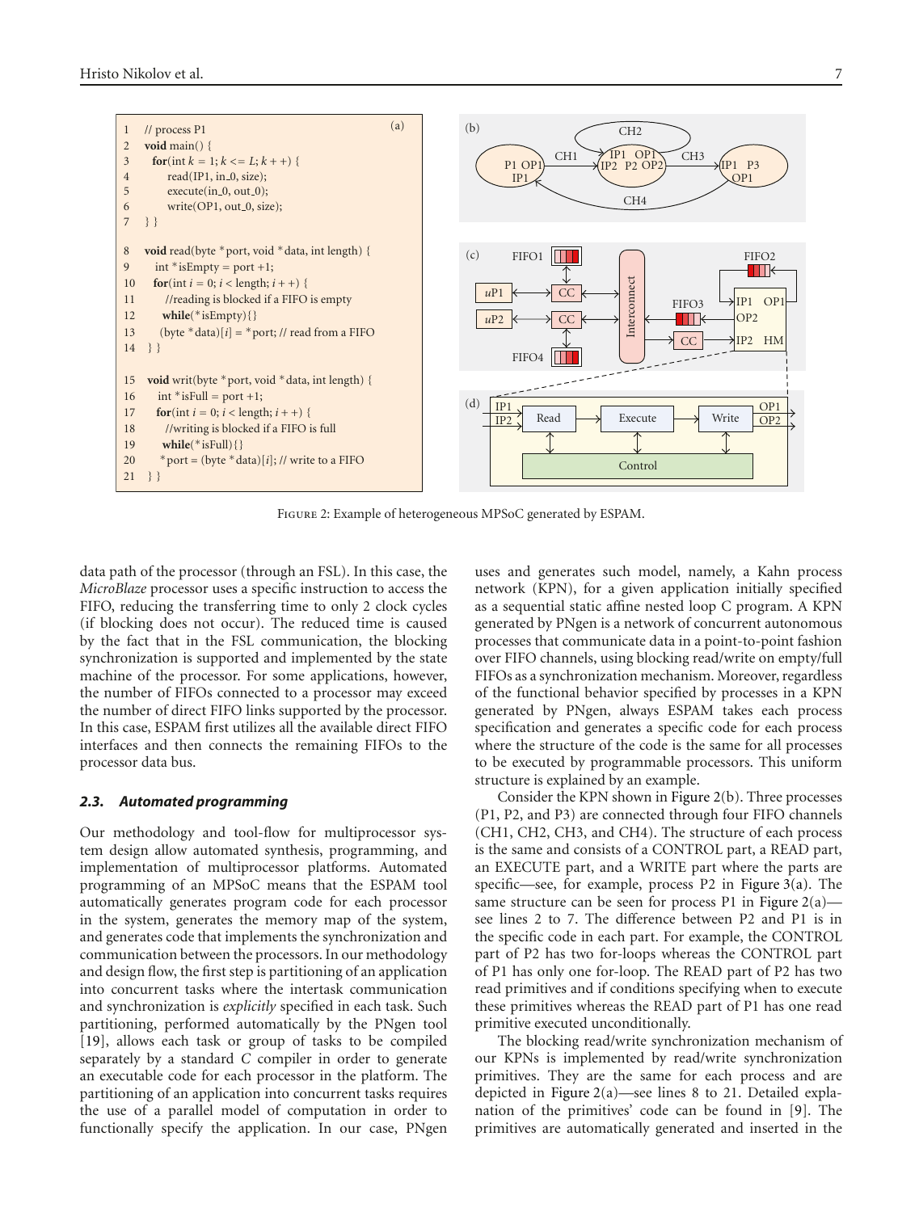```
1   // process P1
2   void main() {
3     for(int k = 1; k <= L; k++) {
4         read(IP1, in_0, size);
5         execute(in_0, out_0);
6         write(OP1, out_0, size);
7   } }

8   void read(byte *port, void *data, int length) {
9      int *isEmpty = port +1;
10     for(int i = 0; i < length; i++) {
11        //reading is blocked if a FIFO is empty
12        while(*isEmpty){}
13        (byte *data)[i] = *port; // read from a FIFO
14  } }

15  void writ(byte *port, void *data, int length) {
16     int *isFull = port +1;
17     for(int i = 0; i < length; i++) {
18        //writing is blocked if a FIFO is full
19        while(*isFull){}
20        *port = (byte *data)[i]; // write to a FIFO
21  } }
```

Figure 2: Example of heterogeneous MPSoC generated by ESPAM.

data path of the processor (through an FSL). In this case, the *MicroBlaze* processor uses a specific instruction to access the FIFO, reducing the transferring time to only 2 clock cycles (if blocking does not occur). The reduced time is caused by the fact that in the FSL communication, the blocking synchronization is supported and implemented by the state machine of the processor. For some applications, however, the number of FIFOs connected to a processor may exceed the number of direct FIFO links supported by the processor. In this case, ESPAM first utilizes all the available direct FIFO interfaces and then connects the remaining FIFOs to the processor data bus.

### 2.3. Automated programming

Our methodology and tool-flow for multiprocessor system design allow automated synthesis, programming, and implementation of multiprocessor platforms. Automated programming of an MPSoC means that the ESPAM tool automatically generates program code for each processor in the system, generates the memory map of the system, and generates code that implements the synchronization and communication between the processors. In our methodology and design flow, the first step is partitioning of an application into concurrent tasks where the intertask communication and synchronization is *explicitly* specified in each task. Such partitioning, performed automatically by the PNgen tool [19], allows each task or group of tasks to be compiled separately by a standard *C* compiler in order to generate an executable code for each processor in the platform. The partitioning of an application into concurrent tasks requires the use of a parallel model of computation in order to functionally specify the application. In our case, PNgen uses and generates such model, namely, a Kahn process network (KPN), for a given application initially specified as a sequential static affine nested loop C program. A KPN generated by PNgen is a network of concurrent autonomous processes that communicate data in a point-to-point fashion over FIFO channels, using blocking read/write on empty/full FIFOs as a synchronization mechanism. Moreover, regardless of the functional behavior specified by processes in a KPN generated by PNgen, always ESPAM takes each process specification and generates a specific code for each process where the structure of the code is the same for all processes to be executed by programmable processors. This uniform structure is explained by an example.

Consider the KPN shown in Figure 2(b). Three processes (P1, P2, and P3) are connected through four FIFO channels (CH1, CH2, CH3, and CH4). The structure of each process is the same and consists of a CONTROL part, a READ part, an EXECUTE part, and a WRITE part where the parts are specific—see, for example, process P2 in Figure 3(a). The same structure can be seen for process P1 in Figure 2(a)—see lines 2 to 7. The difference between P2 and P1 is in the specific code in each part. For example, the CONTROL part of P2 has two for-loops whereas the CONTROL part of P1 has only one for-loop. The READ part of P2 has two read primitives and if conditions specifying when to execute these primitives whereas the READ part of P1 has one read primitive executed unconditionally.

The blocking read/write synchronization mechanism of our KPNs is implemented by read/write synchronization primitives. They are the same for each process and are depicted in Figure 2(a)—see lines 8 to 21. Detailed explanation of the primitives' code can be found in [9]. The primitives are automatically generated and inserted in the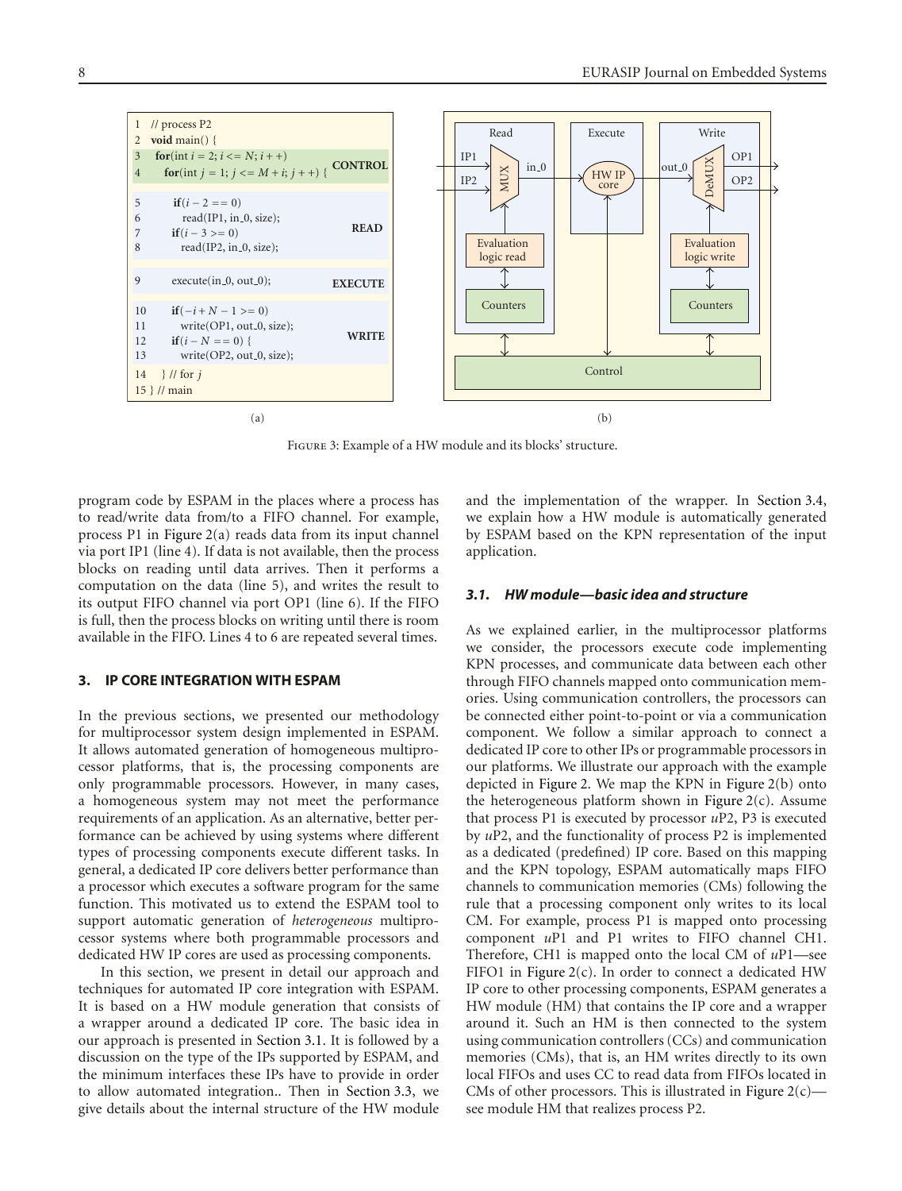```
1  // process P2
2  void main() {
3    for(int i = 2; i <= N; i++)                      CONTROL
4      for(int j = 1; j <= M + i; j++) {

5        if(i - 2 == 0)
6          read(IP1, in_0, size);                     READ
7        if(i - 3 >= 0)
8          read(IP2, in_0, size);

9        execute(in_0, out_0);                        EXECUTE

10       if(-i + N - 1 >= 0)
11         write(OP1, out_0, size);                   WRITE
12       if(i - N == 0) {
13         write(OP2, out_0, size);
14   } // for j
15 } // main
```

(a)

(b)

Figure 3: Example of a HW module and its blocks' structure.

program code by ESPAM in the places where a process has to read/write data from/to a FIFO channel. For example, process P1 in Figure 2(a) reads data from its input channel via port IP1 (line 4). If data is not available, then the process blocks on reading until data arrives. Then it performs a computation on the data (line 5), and writes the result to its output FIFO channel via port OP1 (line 6). If the FIFO is full, then the process blocks on writing until there is room available in the FIFO. Lines 4 to 6 are repeated several times.

## 3. IP CORE INTEGRATION WITH ESPAM

In the previous sections, we presented our methodology for multiprocessor system design implemented in ESPAM. It allows automated generation of homogeneous multiprocessor platforms, that is, the processing components are only programmable processors. However, in many cases, a homogeneous system may not meet the performance requirements of an application. As an alternative, better performance can be achieved by using systems where different types of processing components execute different tasks. In general, a dedicated IP core delivers better performance than a processor which executes a software program for the same function. This motivated us to extend the ESPAM tool to support automatic generation of *heterogeneous* multiprocessor systems where both programmable processors and dedicated HW IP cores are used as processing components.

In this section, we present in detail our approach and techniques for automated IP core integration with ESPAM. It is based on a HW module generation that consists of a wrapper around a dedicated IP core. The basic idea in our approach is presented in Section 3.1. It is followed by a discussion on the type of the IPs supported by ESPAM, and the minimum interfaces these IPs have to provide in order to allow automated integration.. Then in Section 3.3, we give details about the internal structure of the HW module and the implementation of the wrapper. In Section 3.4, we explain how a HW module is automatically generated by ESPAM based on the KPN representation of the input application.

### 3.1. HW module—basic idea and structure

As we explained earlier, in the multiprocessor platforms we consider, the processors execute code implementing KPN processes, and communicate data between each other through FIFO channels mapped onto communication memories. Using communication controllers, the processors can be connected either point-to-point or via a communication component. We follow a similar approach to connect a dedicated IP core to other IPs or programmable processors in our platforms. We illustrate our approach with the example depicted in Figure 2. We map the KPN in Figure 2(b) onto the heterogeneous platform shown in Figure 2(c). Assume that process P1 is executed by processor *u*P2, P3 is executed by *u*P2, and the functionality of process P2 is implemented as a dedicated (predefined) IP core. Based on this mapping and the KPN topology, ESPAM automatically maps FIFO channels to communication memories (CMs) following the rule that a processing component only writes to its local CM. For example, process P1 is mapped onto processing component *u*P1 and P1 writes to FIFO channel CH1. Therefore, CH1 is mapped onto the local CM of *u*P1—see FIFO1 in Figure 2(c). In order to connect a dedicated HW IP core to other processing components, ESPAM generates a HW module (HM) that contains the IP core and a wrapper around it. Such an HM is then connected to the system using communication controllers (CCs) and communication memories (CMs), that is, an HM writes directly to its own local FIFOs and uses CC to read data from FIFOs located in CMs of other processors. This is illustrated in Figure 2(c)—see module HM that realizes process P2.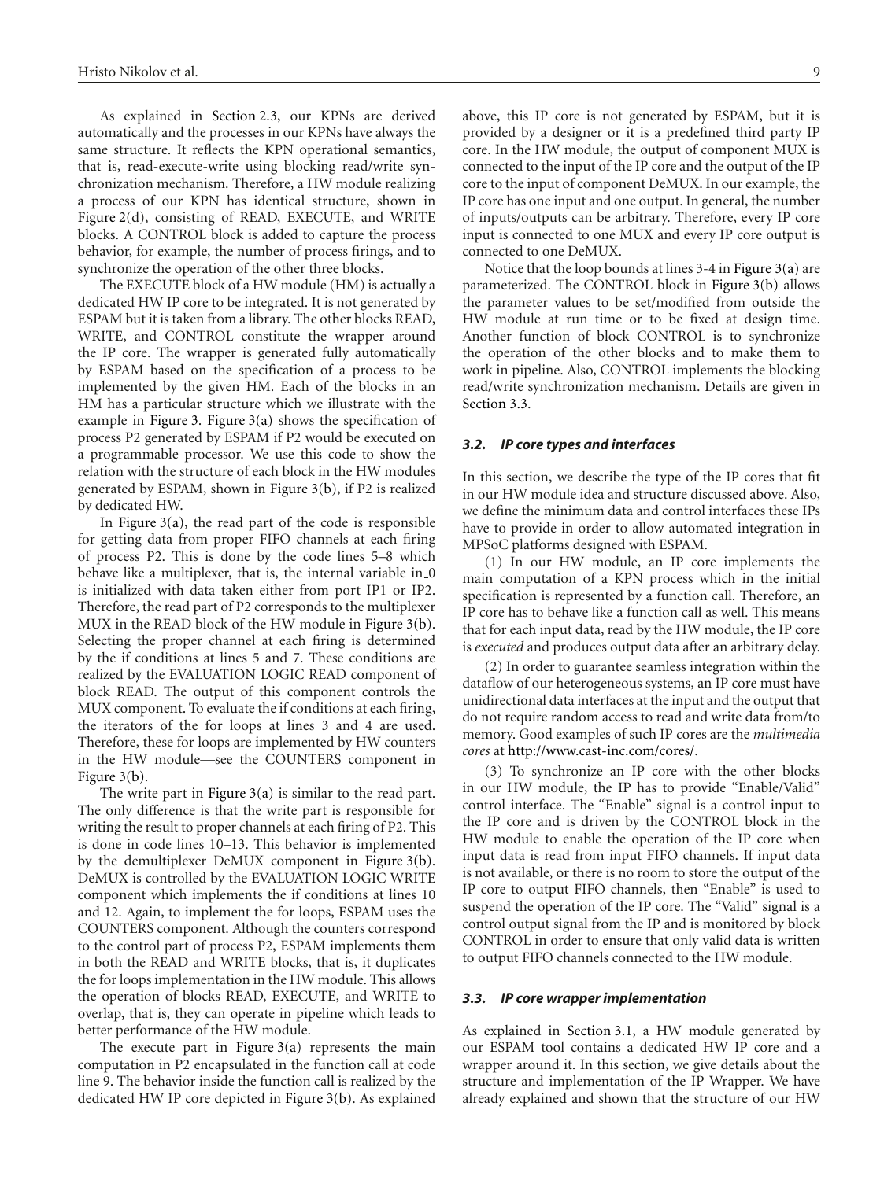As explained in Section 2.3, our KPNs are derived automatically and the processes in our KPNs have always the same structure. It reflects the KPN operational semantics, that is, read-execute-write using blocking read/write synchronization mechanism. Therefore, a HW module realizing a process of our KPN has identical structure, shown in Figure 2(d), consisting of READ, EXECUTE, and WRITE blocks. A CONTROL block is added to capture the process behavior, for example, the number of process firings, and to synchronize the operation of the other three blocks.

The EXECUTE block of a HW module (HM) is actually a dedicated HW IP core to be integrated. It is not generated by ESPAM but it is taken from a library. The other blocks READ, WRITE, and CONTROL constitute the wrapper around the IP core. The wrapper is generated fully automatically by ESPAM based on the specification of a process to be implemented by the given HM. Each of the blocks in an HM has a particular structure which we illustrate with the example in Figure 3. Figure 3(a) shows the specification of process P2 generated by ESPAM if P2 would be executed on a programmable processor. We use this code to show the relation with the structure of each block in the HW modules generated by ESPAM, shown in Figure 3(b), if P2 is realized by dedicated HW.

In Figure 3(a), the read part of the code is responsible for getting data from proper FIFO channels at each firing of process P2. This is done by the code lines 5–8 which behave like a multiplexer, that is, the internal variable in_0 is initialized with data taken either from port IP1 or IP2. Therefore, the read part of P2 corresponds to the multiplexer MUX in the READ block of the HW module in Figure 3(b). Selecting the proper channel at each firing is determined by the if conditions at lines 5 and 7. These conditions are realized by the EVALUATION LOGIC READ component of block READ. The output of this component controls the MUX component. To evaluate the if conditions at each firing, the iterators of the for loops at lines 3 and 4 are used. Therefore, these for loops are implemented by HW counters in the HW module—see the COUNTERS component in Figure 3(b).

The write part in Figure 3(a) is similar to the read part. The only difference is that the write part is responsible for writing the result to proper channels at each firing of P2. This is done in code lines 10–13. This behavior is implemented by the demultiplexer DeMUX component in Figure 3(b). DeMUX is controlled by the EVALUATION LOGIC WRITE component which implements the if conditions at lines 10 and 12. Again, to implement the for loops, ESPAM uses the COUNTERS component. Although the counters correspond to the control part of process P2, ESPAM implements them in both the READ and WRITE blocks, that is, it duplicates the for loops implementation in the HW module. This allows the operation of blocks READ, EXECUTE, and WRITE to overlap, that is, they can operate in pipeline which leads to better performance of the HW module.

The execute part in Figure 3(a) represents the main computation in P2 encapsulated in the function call at code line 9. The behavior inside the function call is realized by the dedicated HW IP core depicted in Figure 3(b). As explained above, this IP core is not generated by ESPAM, but it is provided by a designer or it is a predefined third party IP core. In the HW module, the output of component MUX is connected to the input of the IP core and the output of the IP core to the input of component DeMUX. In our example, the IP core has one input and one output. In general, the number of inputs/outputs can be arbitrary. Therefore, every IP core input is connected to one MUX and every IP core output is connected to one DeMUX.

Notice that the loop bounds at lines 3-4 in Figure 3(a) are parameterized. The CONTROL block in Figure 3(b) allows the parameter values to be set/modified from outside the HW module at run time or to be fixed at design time. Another function of block CONTROL is to synchronize the operation of the other blocks and to make them to work in pipeline. Also, CONTROL implements the blocking read/write synchronization mechanism. Details are given in Section 3.3.

### 3.2. IP core types and interfaces

In this section, we describe the type of the IP cores that fit in our HW module idea and structure discussed above. Also, we define the minimum data and control interfaces these IPs have to provide in order to allow automated integration in MPSoC platforms designed with ESPAM.

(1) In our HW module, an IP core implements the main computation of a KPN process which in the initial specification is represented by a function call. Therefore, an IP core has to behave like a function call as well. This means that for each input data, read by the HW module, the IP core is *executed* and produces output data after an arbitrary delay.

(2) In order to guarantee seamless integration within the dataflow of our heterogeneous systems, an IP core must have unidirectional data interfaces at the input and the output that do not require random access to read and write data from/to memory. Good examples of such IP cores are the *multimedia cores* at http://www.cast-inc.com/cores/.

(3) To synchronize an IP core with the other blocks in our HW module, the IP has to provide "Enable/Valid" control interface. The "Enable" signal is a control input to the IP core and is driven by the CONTROL block in the HW module to enable the operation of the IP core when input data is read from input FIFO channels. If input data is not available, or there is no room to store the output of the IP core to output FIFO channels, then "Enable" is used to suspend the operation of the IP core. The "Valid" signal is a control output signal from the IP and is monitored by block CONTROL in order to ensure that only valid data is written to output FIFO channels connected to the HW module.

### 3.3. IP core wrapper implementation

As explained in Section 3.1, a HW module generated by our ESPAM tool contains a dedicated HW IP core and a wrapper around it. In this section, we give details about the structure and implementation of the IP Wrapper. We have already explained and shown that the structure of our HW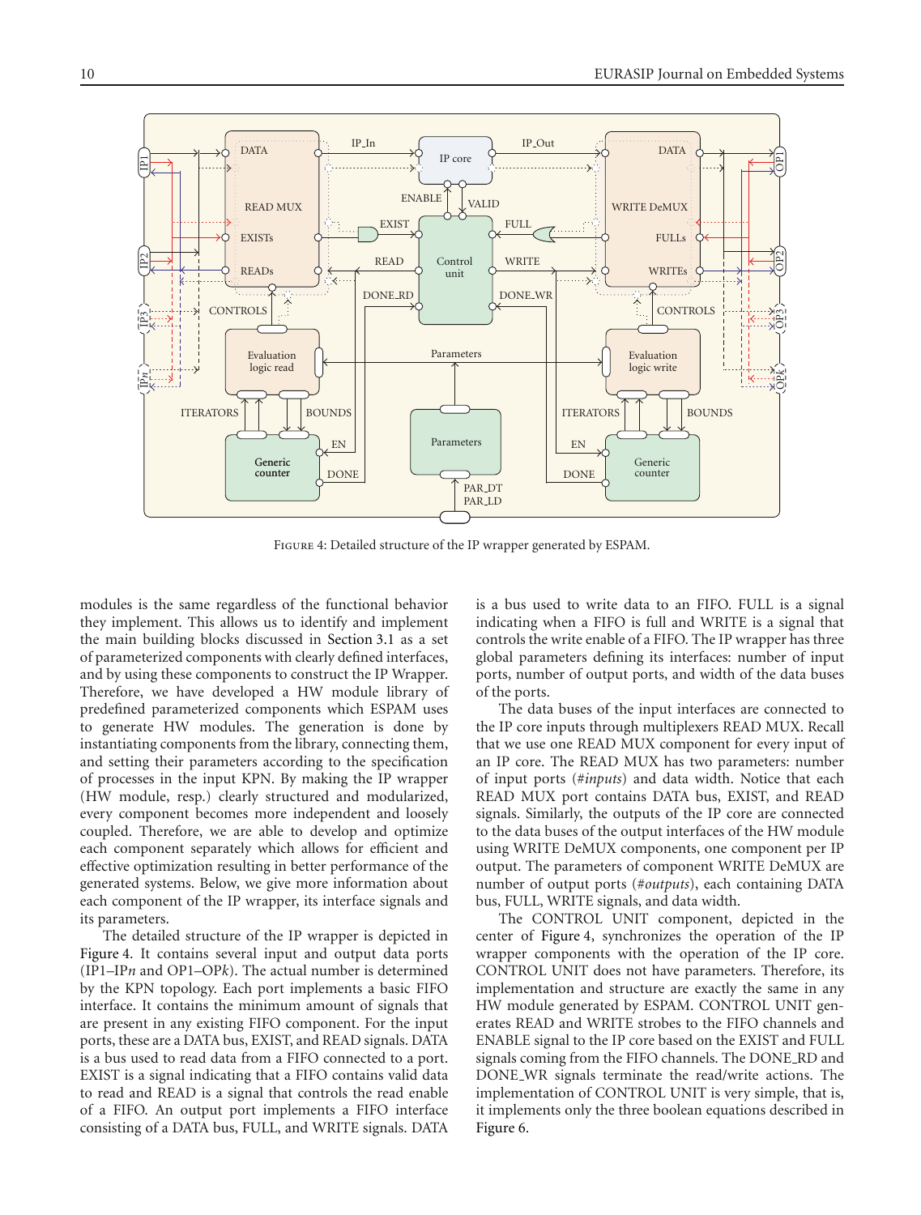Figure 4: Detailed structure of the IP wrapper generated by ESPAM.

modules is the same regardless of the functional behavior they implement. This allows us to identify and implement the main building blocks discussed in Section 3.1 as a set of parameterized components with clearly defined interfaces, and by using these components to construct the IP Wrapper. Therefore, we have developed a HW module library of predefined parameterized components which ESPAM uses to generate HW modules. The generation is done by instantiating components from the library, connecting them, and setting their parameters according to the specification of processes in the input KPN. By making the IP wrapper (HW module, resp.) clearly structured and modularized, every component becomes more independent and loosely coupled. Therefore, we are able to develop and optimize each component separately which allows for efficient and effective optimization resulting in better performance of the generated systems. Below, we give more information about each component of the IP wrapper, its interface signals and its parameters.

The detailed structure of the IP wrapper is depicted in Figure 4. It contains several input and output data ports (IP1–IP*n* and OP1–OP*k*). The actual number is determined by the KPN topology. Each port implements a basic FIFO interface. It contains the minimum amount of signals that are present in any existing FIFO component. For the input ports, these are a DATA bus, EXIST, and READ signals. DATA is a bus used to read data from a FIFO connected to a port. EXIST is a signal indicating that a FIFO contains valid data to read and READ is a signal that controls the read enable of a FIFO. An output port implements a FIFO interface consisting of a DATA bus, FULL, and WRITE signals. DATA is a bus used to write data to an FIFO. FULL is a signal indicating when a FIFO is full and WRITE is a signal that controls the write enable of a FIFO. The IP wrapper has three global parameters defining its interfaces: number of input ports, number of output ports, and width of the data buses of the ports.

The data buses of the input interfaces are connected to the IP core inputs through multiplexers READ MUX. Recall that we use one READ MUX component for every input of an IP core. The READ MUX has two parameters: number of input ports (*#inputs*) and data width. Notice that each READ MUX port contains DATA bus, EXIST, and READ signals. Similarly, the outputs of the IP core are connected to the data buses of the output interfaces of the HW module using WRITE DeMUX components, one component per IP output. The parameters of component WRITE DeMUX are number of output ports (*#outputs*), each containing DATA bus, FULL, WRITE signals, and data width.

The CONTROL UNIT component, depicted in the center of Figure 4, synchronizes the operation of the IP wrapper components with the operation of the IP core. CONTROL UNIT does not have parameters. Therefore, its implementation and structure are exactly the same in any HW module generated by ESPAM. CONTROL UNIT generates READ and WRITE strobes to the FIFO channels and ENABLE signal to the IP core based on the EXIST and FULL signals coming from the FIFO channels. The DONE_RD and DONE_WR signals terminate the read/write actions. The implementation of CONTROL UNIT is very simple, that is, it implements only the three boolean equations described in Figure 6.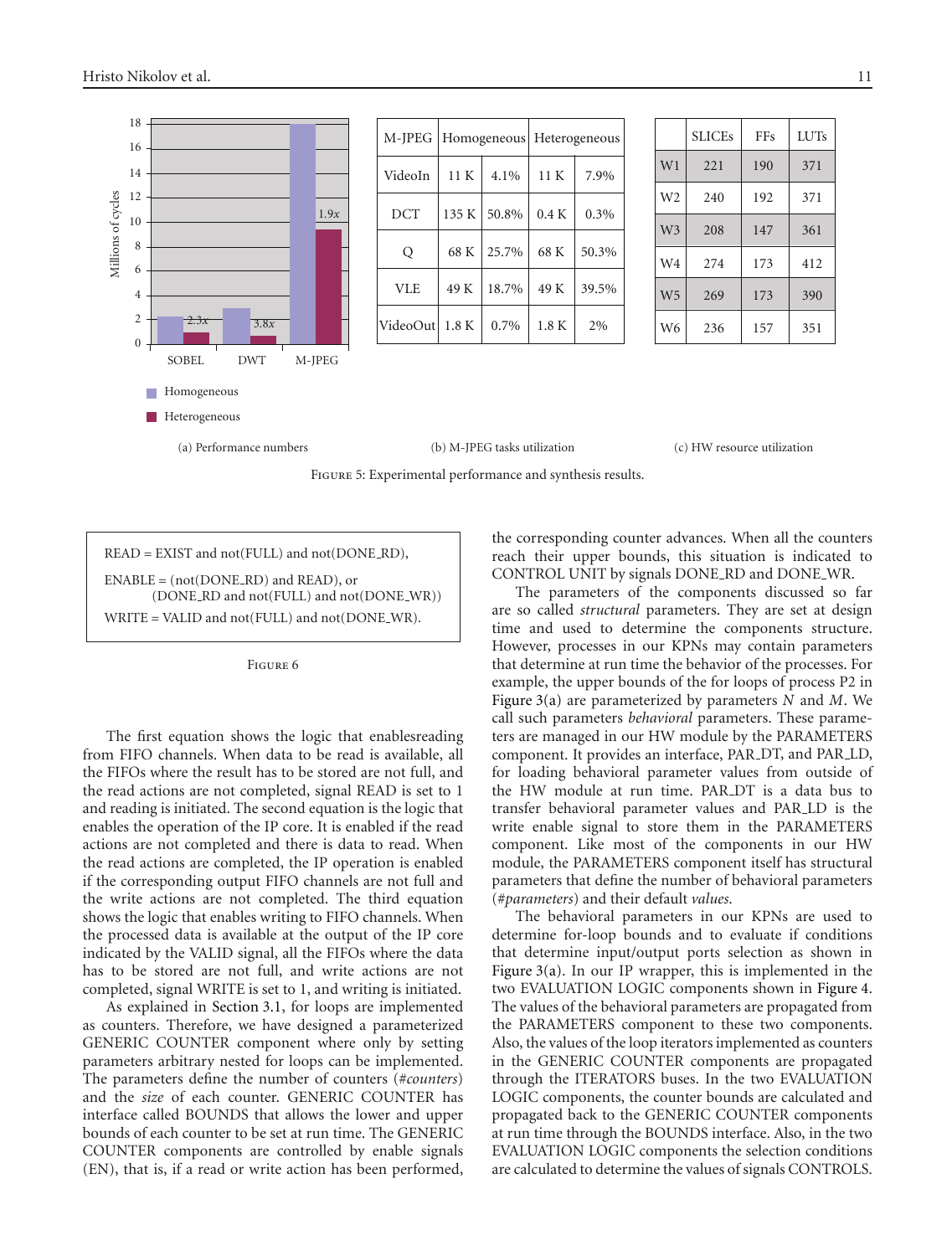| M-JPEG | Homogeneous | | Heterogeneous | |
|---|---|---|---|---|
| VideoIn | 11 K | 4.1% | 11 K | 7.9% |
| DCT | 135 K | 50.8% | 0.4 K | 0.3% |
| Q | 68 K | 25.7% | 68 K | 50.3% |
| VLE | 49 K | 18.7% | 49 K | 39.5% |
| VideoOut | 1.8 K | 0.7% | 1.8 K | 2% |

| | SLICEs | FFs | LUTs |
|---|---|---|---|
| W1 | 221 | 190 | 371 |
| W2 | 240 | 192 | 371 |
| W3 | 208 | 147 | 361 |
| W4 | 274 | 173 | 412 |
| W5 | 269 | 173 | 390 |
| W6 | 236 | 157 | 351 |

(a) Performance numbers (b) M-JPEG tasks utilization (c) HW resource utilization

Figure 5: Experimental performance and synthesis results.

READ = EXIST and not(FULL) and not(DONE_RD),

ENABLE = (not(DONE_RD) and READ), or
(DONE_RD and not(FULL) and not(DONE_WR))

WRITE = VALID and not(FULL) and not(DONE_WR).

Figure 6

The first equation shows the logic that enablesreading from FIFO channels. When data to be read is available, all the FIFOs where the result has to be stored are not full, and the read actions are not completed, signal READ is set to 1 and reading is initiated. The second equation is the logic that enables the operation of the IP core. It is enabled if the read actions are not completed and there is data to read. When the read actions are completed, the IP operation is enabled if the corresponding output FIFO channels are not full and the write actions are not completed. The third equation shows the logic that enables writing to FIFO channels. When the processed data is available at the output of the IP core indicated by the VALID signal, all the FIFOs where the data has to be stored are not full, and write actions are not completed, signal WRITE is set to 1, and writing is initiated.

As explained in Section 3.1, for loops are implemented as counters. Therefore, we have designed a parameterized GENERIC COUNTER component where only by setting parameters arbitrary nested for loops can be implemented. The parameters define the number of counters (*#counters*) and the *size* of each counter. GENERIC COUNTER has interface called BOUNDS that allows the lower and upper bounds of each counter to be set at run time. The GENERIC COUNTER components are controlled by enable signals (EN), that is, if a read or write action has been performed, the corresponding counter advances. When all the counters reach their upper bounds, this situation is indicated to CONTROL UNIT by signals DONE_RD and DONE_WR.

The parameters of the components discussed so far are so called *structural* parameters. They are set at design time and used to determine the components structure. However, processes in our KPNs may contain parameters that determine at run time the behavior of the processes. For example, the upper bounds of the for loops of process P2 in Figure 3(a) are parameterized by parameters $N$ and $M$. We call such parameters *behavioral* parameters. These parameters are managed in our HW module by the PARAMETERS component. It provides an interface, PAR_DT, and PAR_LD, for loading behavioral parameter values from outside of the HW module at run time. PAR_DT is a data bus to transfer behavioral parameter values and PAR_LD is the write enable signal to store them in the PARAMETERS component. Like most of the components in our HW module, the PARAMETERS component itself has structural parameters that define the number of behavioral parameters (*#parameters*) and their default *values*.

The behavioral parameters in our KPNs are used to determine for-loop bounds and to evaluate if conditions that determine input/output ports selection as shown in Figure 3(a). In our IP wrapper, this is implemented in the two EVALUATION LOGIC components shown in Figure 4. The values of the behavioral parameters are propagated from the PARAMETERS component to these two components. Also, the values of the loop iterators implemented as counters in the GENERIC COUNTER components are propagated through the ITERATORS buses. In the two EVALUATION LOGIC components, the counter bounds are calculated and propagated back to the GENERIC COUNTER components at run time through the BOUNDS interface. Also, in the two EVALUATION LOGIC components the selection conditions are calculated to determine the values of signals CONTROLS.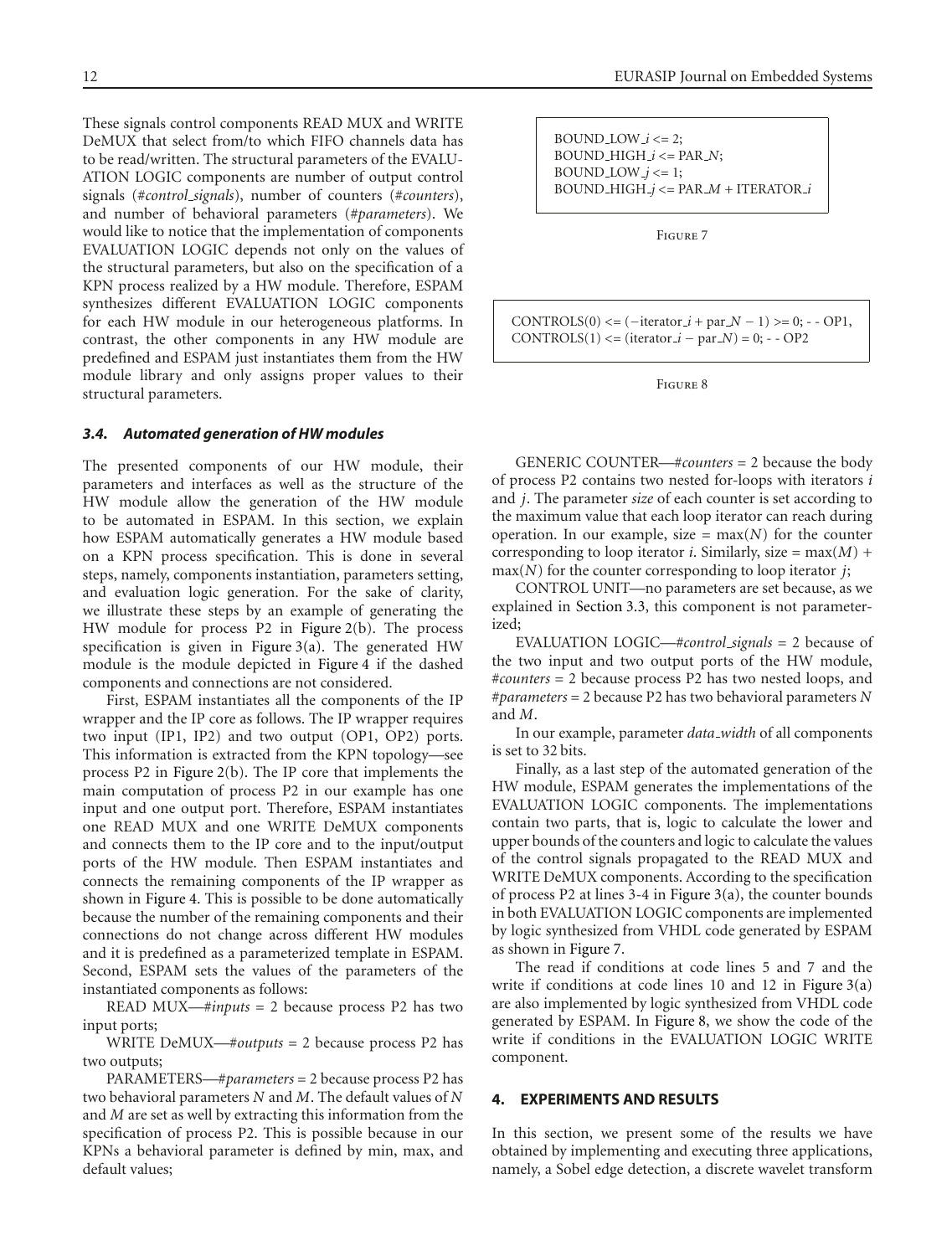These signals control components READ MUX and WRITE DeMUX that select from/to which FIFO channels data has to be read/written. The structural parameters of the EVALUATION LOGIC components are number of output control signals (*#control_signals*), number of counters (*#counters*), and number of behavioral parameters (*#parameters*). We would like to notice that the implementation of components EVALUATION LOGIC depends not only on the values of the structural parameters, but also on the specification of a KPN process realized by a HW module. Therefore, ESPAM synthesizes different EVALUATION LOGIC components for each HW module in our heterogeneous platforms. In contrast, the other components in any HW module are predefined and ESPAM just instantiates them from the HW module library and only assigns proper values to their structural parameters.

### *3.4. Automated generation of HW modules*

The presented components of our HW module, their parameters and interfaces as well as the structure of the HW module allow the generation of the HW module to be automated in ESPAM. In this section, we explain how ESPAM automatically generates a HW module based on a KPN process specification. This is done in several steps, namely, components instantiation, parameters setting, and evaluation logic generation. For the sake of clarity, we illustrate these steps by an example of generating the HW module for process P2 in Figure 2(b). The process specification is given in Figure 3(a). The generated HW module is the module depicted in Figure 4 if the dashed components and connections are not considered.

First, ESPAM instantiates all the components of the IP wrapper and the IP core as follows. The IP wrapper requires two input (IP1, IP2) and two output (OP1, OP2) ports. This information is extracted from the KPN topology—see process P2 in Figure 2(b). The IP core that implements the main computation of process P2 in our example has one input and one output port. Therefore, ESPAM instantiates one READ MUX and one WRITE DeMUX components and connects them to the IP core and to the input/output ports of the HW module. Then ESPAM instantiates and connects the remaining components of the IP wrapper as shown in Figure 4. This is possible to be done automatically because the number of the remaining components and their connections do not change across different HW modules and it is predefined as a parameterized template in ESPAM. Second, ESPAM sets the values of the parameters of the instantiated components as follows:

READ MUX—*#inputs* = 2 because process P2 has two input ports;

WRITE DeMUX—*#outputs* = 2 because process P2 has two outputs;

PARAMETERS—*#parameters* = 2 because process P2 has two behavioral parameters $N$ and $M$. The default values of $N$ and $M$ are set as well by extracting this information from the specification of process P2. This is possible because in our KPNs a behavioral parameter is defined by min, max, and default values;

```
BOUND_LOW_i <= 2;
BOUND_HIGH_i <= PAR_N;
BOUND_LOW_j <= 1;
BOUND_HIGH_j <= PAR_M + ITERATOR_i
```

Figure 7

```
CONTROLS(0) <= (−iterator_i + par_N − 1) >= 0; -- OP1,
CONTROLS(1) <= (iterator_i − par_N) = 0; -- OP2
```

Figure 8

GENERIC COUNTER—*#counters* = 2 because the body of process P2 contains two nested for-loops with iterators $i$ and $j$. The parameter *size* of each counter is set according to the maximum value that each loop iterator can reach during operation. In our example, size = $\max(N)$ for the counter corresponding to loop iterator $i$. Similarly, size = $\max(M) + \max(N)$ for the counter corresponding to loop iterator $j$;

CONTROL UNIT—no parameters are set because, as we explained in Section 3.3, this component is not parameterized;

EVALUATION LOGIC—*#control_signals* = 2 because of the two input and two output ports of the HW module, *#counters* = 2 because process P2 has two nested loops, and *#parameters* = 2 because P2 has two behavioral parameters $N$ and $M$.

In our example, parameter *data_width* of all components is set to 32 bits.

Finally, as a last step of the automated generation of the HW module, ESPAM generates the implementations of the EVALUATION LOGIC components. The implementations contain two parts, that is, logic to calculate the lower and upper bounds of the counters and logic to calculate the values of the control signals propagated to the READ MUX and WRITE DeMUX components. According to the specification of process P2 at lines 3-4 in Figure 3(a), the counter bounds in both EVALUATION LOGIC components are implemented by logic synthesized from VHDL code generated by ESPAM as shown in Figure 7.

The read if conditions at code lines 5 and 7 and the write if conditions at code lines 10 and 12 in Figure 3(a) are also implemented by logic synthesized from VHDL code generated by ESPAM. In Figure 8, we show the code of the write if conditions in the EVALUATION LOGIC WRITE component.

## 4. EXPERIMENTS AND RESULTS

In this section, we present some of the results we have obtained by implementing and executing three applications, namely, a Sobel edge detection, a discrete wavelet transform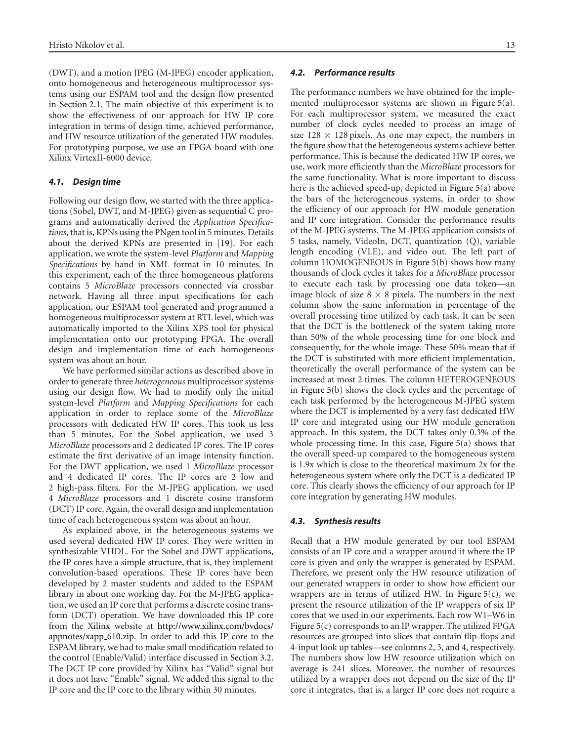(DWT), and a motion JPEG (M-JPEG) encoder application, onto homogeneous and heterogeneous multiprocessor systems using our ESPAM tool and the design flow presented in Section 2.1. The main objective of this experiment is to show the effectiveness of our approach for HW IP core integration in terms of design time, achieved performance, and HW resource utilization of the generated HW modules. For prototyping purpose, we use an FPGA board with one Xilinx VirtexII-6000 device.

### 4.1. Design time

Following our design flow, we started with the three applications (Sobel, DWT, and M-JPEG) given as sequential C programs and automatically derived the *Application Specifications*, that is, KPNs using the PNgen tool in 5 minutes. Details about the derived KPNs are presented in [19]. For each application, we wrote the system-level *Platform* and *Mapping Specifications* by hand in XML format in 10 minutes. In this experiment, each of the three homogeneous platforms contains 5 *MicroBlaze* processors connected via crossbar network. Having all three input specifications for each application, our ESPAM tool generated and programmed a homogeneous multiprocessor system at RTL level, which was automatically imported to the Xilinx XPS tool for physical implementation onto our prototyping FPGA. The overall design and implementation time of each homogeneous system was about an hour.

We have performed similar actions as described above in order to generate three *heterogeneous* multiprocessor systems using our design flow. We had to modify only the initial system-level *Platform* and *Mapping Specifications* for each application in order to replace some of the *MicroBlaze* processors with dedicated HW IP cores. This took us less than 5 minutes. For the Sobel application, we used 3 *MicroBlaze* processors and 2 dedicated IP cores. The IP cores estimate the first derivative of an image intensity function. For the DWT application, we used 1 *MicroBlaze* processor and 4 dedicated IP cores. The IP cores are 2 low and 2 high-pass filters. For the M-JPEG application, we used 4 *MicroBlaze* processors and 1 discrete cosine transform (DCT) IP core. Again, the overall design and implementation time of each heterogeneous system was about an hour.

As explained above, in the heterogeneous systems we used several dedicated HW IP cores. They were written in synthesizable VHDL. For the Sobel and DWT applications, the IP cores have a simple structure, that is, they implement convolution-based operations. These IP cores have been developed by 2 master students and added to the ESPAM library in about one working day. For the M-JPEG application, we used an IP core that performs a discrete cosine transform (DCT) operation. We have downloaded this IP core from the Xilinx website at http://www.xilinx.com/bvdocs/appnotes/xapp_610.zip. In order to add this IP core to the ESPAM library, we had to make small modification related to the control (Enable/Valid) interface discussed in Section 3.2. The DCT IP core provided by Xilinx has "Valid" signal but it does not have "Enable" signal. We added this signal to the IP core and the IP core to the library within 30 minutes.

### 4.2. Performance results

The performance numbers we have obtained for the implemented multiprocessor systems are shown in Figure 5(a). For each multiprocessor system, we measured the exact number of clock cycles needed to process an image of size $128 \times 128$ pixels. As one may expect, the numbers in the figure show that the heterogeneous systems achieve better performance. This is because the dedicated HW IP cores, we use, work more efficiently than the *MicroBlaze* processors for the same functionality. What is more important to discuss here is the achieved speed-up, depicted in Figure 5(a) above the bars of the heterogeneous systems, in order to show the efficiency of our approach for HW module generation and IP core integration. Consider the performance results of the M-JPEG systems. The M-JPEG application consists of 5 tasks, namely, VideoIn, DCT, quantization (Q), variable length encoding (VLE), and video out. The left part of column HOMOGENEOUS in Figure 5(b) shows how many thousands of clock cycles it takes for a *MicroBlaze* processor to execute each task by processing one data token—an image block of size $8 \times 8$ pixels. The numbers in the next column show the same information in percentage of the overall processing time utilized by each task. It can be seen that the DCT is the bottleneck of the system taking more than 50% of the whole processing time for one block and consequently, for the whole image. These 50% mean that if the DCT is substituted with more efficient implementation, theoretically the overall performance of the system can be increased at most 2 times. The column HETEROGENEOUS in Figure 5(b) shows the clock cycles and the percentage of each task performed by the heterogeneous M-JPEG system where the DCT is implemented by a very fast dedicated HW IP core and integrated using our HW module generation approach. In this system, the DCT takes only 0.3% of the whole processing time. In this case, Figure 5(a) shows that the overall speed-up compared to the homogeneous system is 1.9x which is close to the theoretical maximum 2x for the heterogeneous system where only the DCT is a dedicated IP core. This clearly shows the efficiency of our approach for IP core integration by generating HW modules.

### 4.3. Synthesis results

Recall that a HW module generated by our tool ESPAM consists of an IP core and a wrapper around it where the IP core is given and only the wrapper is generated by ESPAM. Therefore, we present only the HW resource utilization of our generated wrappers in order to show how efficient our wrappers are in terms of utilized HW. In Figure 5(c), we present the resource utilization of the IP wrappers of six IP cores that we used in our experiments. Each row W1–W6 in Figure 5(c) corresponds to an IP wrapper. The utilized FPGA resources are grouped into slices that contain flip-flops and 4-input look up tables—see columns 2, 3, and 4, respectively. The numbers show low HW resource utilization which on average is 241 slices. Moreover, the number of resources utilized by a wrapper does not depend on the size of the IP core it integrates, that is, a larger IP core does not require a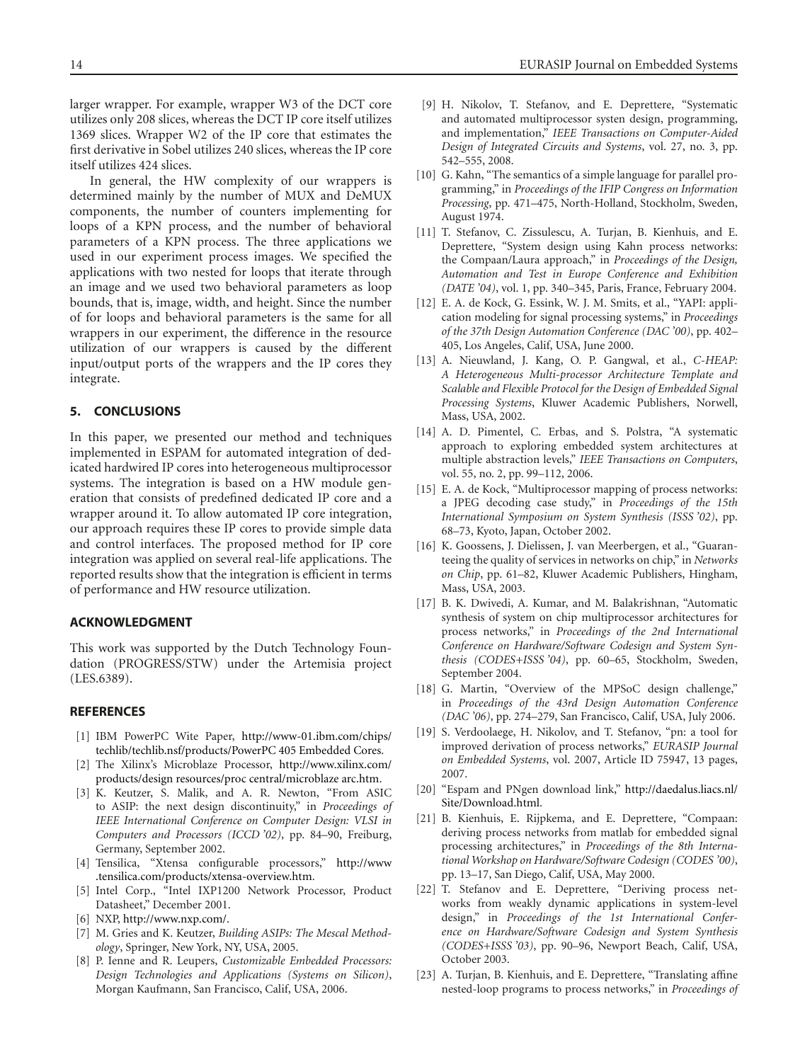larger wrapper. For example, wrapper W3 of the DCT core utilizes only 208 slices, whereas the DCT IP core itself utilizes 1369 slices. Wrapper W2 of the IP core that estimates the first derivative in Sobel utilizes 240 slices, whereas the IP core itself utilizes 424 slices.

In general, the HW complexity of our wrappers is determined mainly by the number of MUX and DeMUX components, the number of counters implementing for loops of a KPN process, and the number of behavioral parameters of a KPN process. The three applications we used in our experiment process images. We specified the applications with two nested for loops that iterate through an image and we used two behavioral parameters as loop bounds, that is, image, width, and height. Since the number of for loops and behavioral parameters is the same for all wrappers in our experiment, the difference in the resource utilization of our wrappers is caused by the different input/output ports of the wrappers and the IP cores they integrate.

## 5. CONCLUSIONS

In this paper, we presented our method and techniques implemented in ESPAM for automated integration of dedicated hardwired IP cores into heterogeneous multiprocessor systems. The integration is based on a HW module generation that consists of predefined dedicated IP core and a wrapper around it. To allow automated IP core integration, our approach requires these IP cores to provide simple data and control interfaces. The proposed method for IP core integration was applied on several real-life applications. The reported results show that the integration is efficient in terms of performance and HW resource utilization.

## ACKNOWLEDGMENT

This work was supported by the Dutch Technology Foundation (PROGRESS/STW) under the Artemisia project (LES.6389).

## REFERENCES

[1] IBM PowerPC Wite Paper, http://www-01.ibm.com/chips/techlib/techlib.nsf/products/PowerPC 405 Embedded Cores.

[2] The Xilinx's Microblaze Processor, http://www.xilinx.com/products/design resources/proc central/microblaze arc.htm.

[3] K. Keutzer, S. Malik, and A. R. Newton, "From ASIC to ASIP: the next design discontinuity," in *Proceedings of IEEE International Conference on Computer Design: VLSI in Computers and Processors (ICCD '02)*, pp. 84–90, Freiburg, Germany, September 2002.

[4] Tensilica, "Xtensa configurable processors," http://www.tensilica.com/products/xtensa-overview.htm.

[5] Intel Corp., "Intel IXP1200 Network Processor, Product Datasheet," December 2001.

[6] NXP, http://www.nxp.com/.

[7] M. Gries and K. Keutzer, *Building ASIPs: The Mescal Methodology*, Springer, New York, NY, USA, 2005.

[8] P. Ienne and R. Leupers, *Customizable Embedded Processors: Design Technologies and Applications (Systems on Silicon)*, Morgan Kaufmann, San Francisco, Calif, USA, 2006.

[9] H. Nikolov, T. Stefanov, and E. Deprettere, "Systematic and automated multiprocessor systen design, programming, and implementation," *IEEE Transactions on Computer-Aided Design of Integrated Circuits and Systems*, vol. 27, no. 3, pp. 542–555, 2008.

[10] G. Kahn, "The semantics of a simple language for parallel programming," in *Proceedings of the IFIP Congress on Information Processing*, pp. 471–475, North-Holland, Stockholm, Sweden, August 1974.

[11] T. Stefanov, C. Zissulescu, A. Turjan, B. Kienhuis, and E. Deprettere, "System design using Kahn process networks: the Compaan/Laura approach," in *Proceedings of the Design, Automation and Test in Europe Conference and Exhibition (DATE '04)*, vol. 1, pp. 340–345, Paris, France, February 2004.

[12] E. A. de Kock, G. Essink, W. J. M. Smits, et al., "YAPI: application modeling for signal processing systems," in *Proceedings of the 37th Design Automation Conference (DAC '00)*, pp. 402–405, Los Angeles, Calif, USA, June 2000.

[13] A. Nieuwland, J. Kang, O. P. Gangwal, et al., *C-HEAP: A Heterogeneous Multi-processor Architecture Template and Scalable and Flexible Protocol for the Design of Embedded Signal Processing Systems*, Kluwer Academic Publishers, Norwell, Mass, USA, 2002.

[14] A. D. Pimentel, C. Erbas, and S. Polstra, "A systematic approach to exploring embedded system architectures at multiple abstraction levels," *IEEE Transactions on Computers*, vol. 55, no. 2, pp. 99–112, 2006.

[15] E. A. de Kock, "Multiprocessor mapping of process networks: a JPEG decoding case study," in *Proceedings of the 15th International Symposium on System Synthesis (ISSS '02)*, pp. 68–73, Kyoto, Japan, October 2002.

[16] K. Goossens, J. Dielissen, J. van Meerbergen, et al., "Guaranteeing the quality of services in networks on chip," in *Networks on Chip*, pp. 61–82, Kluwer Academic Publishers, Hingham, Mass, USA, 2003.

[17] B. K. Dwivedi, A. Kumar, and M. Balakrishnan, "Automatic synthesis of system on chip multiprocessor architectures for process networks," in *Proceedings of the 2nd International Conference on Hardware/Software Codesign and System Synthesis (CODES+ISSS '04)*, pp. 60–65, Stockholm, Sweden, September 2004.

[18] G. Martin, "Overview of the MPSoC design challenge," in *Proceedings of the 43rd Design Automation Conference (DAC '06)*, pp. 274–279, San Francisco, Calif, USA, July 2006.

[19] S. Verdoolaege, H. Nikolov, and T. Stefanov, "pn: a tool for improved derivation of process networks," *EURASIP Journal on Embedded Systems*, vol. 2007, Article ID 75947, 13 pages, 2007.

[20] "Espam and PNgen download link," http://daedalus.liacs.nl/Site/Download.html.

[21] B. Kienhuis, E. Rijpkema, and E. Deprettere, "Compaan: deriving process networks from matlab for embedded signal processing architectures," in *Proceedings of the 8th International Workshop on Hardware/Software Codesign (CODES '00)*, pp. 13–17, San Diego, Calif, USA, May 2000.

[22] T. Stefanov and E. Deprettere, "Deriving process networks from weakly dynamic applications in system-level design," in *Proceedings of the 1st International Conference on Hardware/Software Codesign and System Synthesis (CODES+ISSS '03)*, pp. 90–96, Newport Beach, Calif, USA, October 2003.

[23] A. Turjan, B. Kienhuis, and E. Deprettere, "Translating affine nested-loop programs to process networks," in *Proceedings of*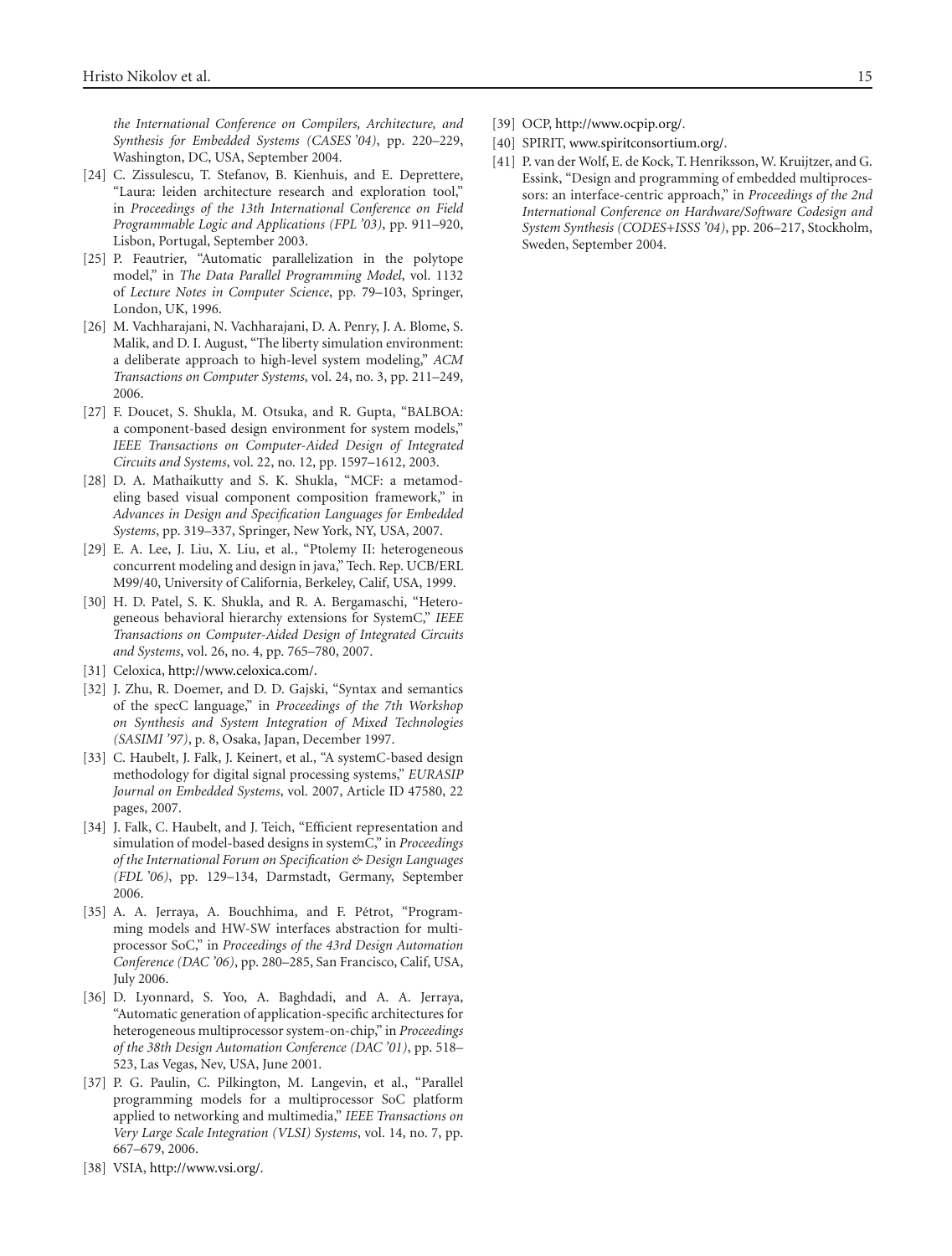*the International Conference on Compilers, Architecture, and Synthesis for Embedded Systems (CASES '04)*, pp. 220–229, Washington, DC, USA, September 2004.

[24] C. Zissulescu, T. Stefanov, B. Kienhuis, and E. Deprettere, "Laura: leiden architecture research and exploration tool," in *Proceedings of the 13th International Conference on Field Programmable Logic and Applications (FPL '03)*, pp. 911–920, Lisbon, Portugal, September 2003.

[25] P. Feautrier, "Automatic parallelization in the polytope model," in *The Data Parallel Programming Model*, vol. 1132 of *Lecture Notes in Computer Science*, pp. 79–103, Springer, London, UK, 1996.

[26] M. Vachharajani, N. Vachharajani, D. A. Penry, J. A. Blome, S. Malik, and D. I. August, "The liberty simulation environment: a deliberate approach to high-level system modeling," *ACM Transactions on Computer Systems*, vol. 24, no. 3, pp. 211–249, 2006.

[27] F. Doucet, S. Shukla, M. Otsuka, and R. Gupta, "BALBOA: a component-based design environment for system models," *IEEE Transactions on Computer-Aided Design of Integrated Circuits and Systems*, vol. 22, no. 12, pp. 1597–1612, 2003.

[28] D. A. Mathaikutty and S. K. Shukla, "MCF: a metamodeling based visual component composition framework," in *Advances in Design and Specification Languages for Embedded Systems*, pp. 319–337, Springer, New York, NY, USA, 2007.

[29] E. A. Lee, J. Liu, X. Liu, et al., "Ptolemy II: heterogeneous concurrent modeling and design in java," Tech. Rep. UCB/ERL M99/40, University of California, Berkeley, Calif, USA, 1999.

[30] H. D. Patel, S. K. Shukla, and R. A. Bergamaschi, "Heterogeneous behavioral hierarchy extensions for SystemC," *IEEE Transactions on Computer-Aided Design of Integrated Circuits and Systems*, vol. 26, no. 4, pp. 765–780, 2007.

[31] Celoxica, http://www.celoxica.com/.

[32] J. Zhu, R. Doemer, and D. D. Gajski, "Syntax and semantics of the specC language," in *Proceedings of the 7th Workshop on Synthesis and System Integration of Mixed Technologies (SASIMI '97)*, p. 8, Osaka, Japan, December 1997.

[33] C. Haubelt, J. Falk, J. Keinert, et al., "A systemC-based design methodology for digital signal processing systems," *EURASIP Journal on Embedded Systems*, vol. 2007, Article ID 47580, 22 pages, 2007.

[34] J. Falk, C. Haubelt, and J. Teich, "Efficient representation and simulation of model-based designs in systemC," in *Proceedings of the International Forum on Specification & Design Languages (FDL '06)*, pp. 129–134, Darmstadt, Germany, September 2006.

[35] A. A. Jerraya, A. Bouchhima, and F. Pétrot, "Programming models and HW-SW interfaces abstraction for multiprocessor SoC," in *Proceedings of the 43rd Design Automation Conference (DAC '06)*, pp. 280–285, San Francisco, Calif, USA, July 2006.

[36] D. Lyonnard, S. Yoo, A. Baghdadi, and A. A. Jerraya, "Automatic generation of application-specific architectures for heterogeneous multiprocessor system-on-chip," in *Proceedings of the 38th Design Automation Conference (DAC '01)*, pp. 518–523, Las Vegas, Nev, USA, June 2001.

[37] P. G. Paulin, C. Pilkington, M. Langevin, et al., "Parallel programming models for a multiprocessor SoC platform applied to networking and multimedia," *IEEE Transactions on Very Large Scale Integration (VLSI) Systems*, vol. 14, no. 7, pp. 667–679, 2006.

[38] VSIA, http://www.vsi.org/.

[39] OCP, http://www.ocpip.org/.

[40] SPIRIT, www.spiritconsortium.org/.

[41] P. van der Wolf, E. de Kock, T. Henriksson, W. Kruijtzer, and G. Essink, "Design and programming of embedded multiprocessors: an interface-centric approach," in *Proceedings of the 2nd International Conference on Hardware/Software Codesign and System Synthesis (CODES+ISSS '04)*, pp. 206–217, Stockholm, Sweden, September 2004.